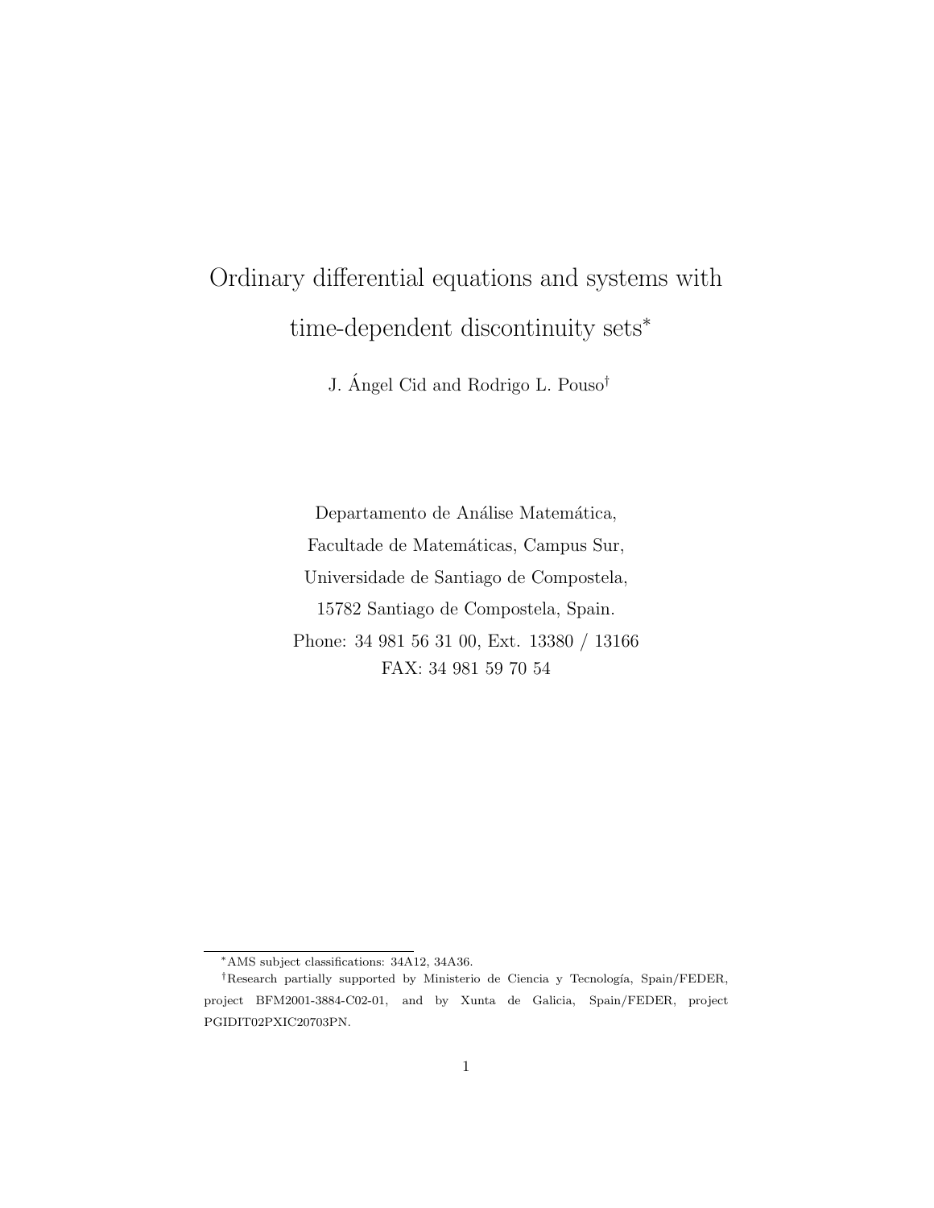# Ordinary differential equations and systems with time-dependent discontinuity sets*

J. Ángel Cid and Rodrigo L. Pouso†

Departamento de Análise Matemática,
Facultade de Matemáticas, Campus Sur,
Universidade de Santiago de Compostela,
15782 Santiago de Compostela, Spain.
Phone: 34 981 56 31 00, Ext. 13380 / 13166
FAX: 34 981 59 70 54

---

*AMS subject classifications: 34A12, 34A36.

†Research partially supported by Ministerio de Ciencia y Tecnología, Spain/FEDER, project BFM2001-3884-C02-01, and by Xunta de Galicia, Spain/FEDER, project PGIDIT02PXIC20703PN.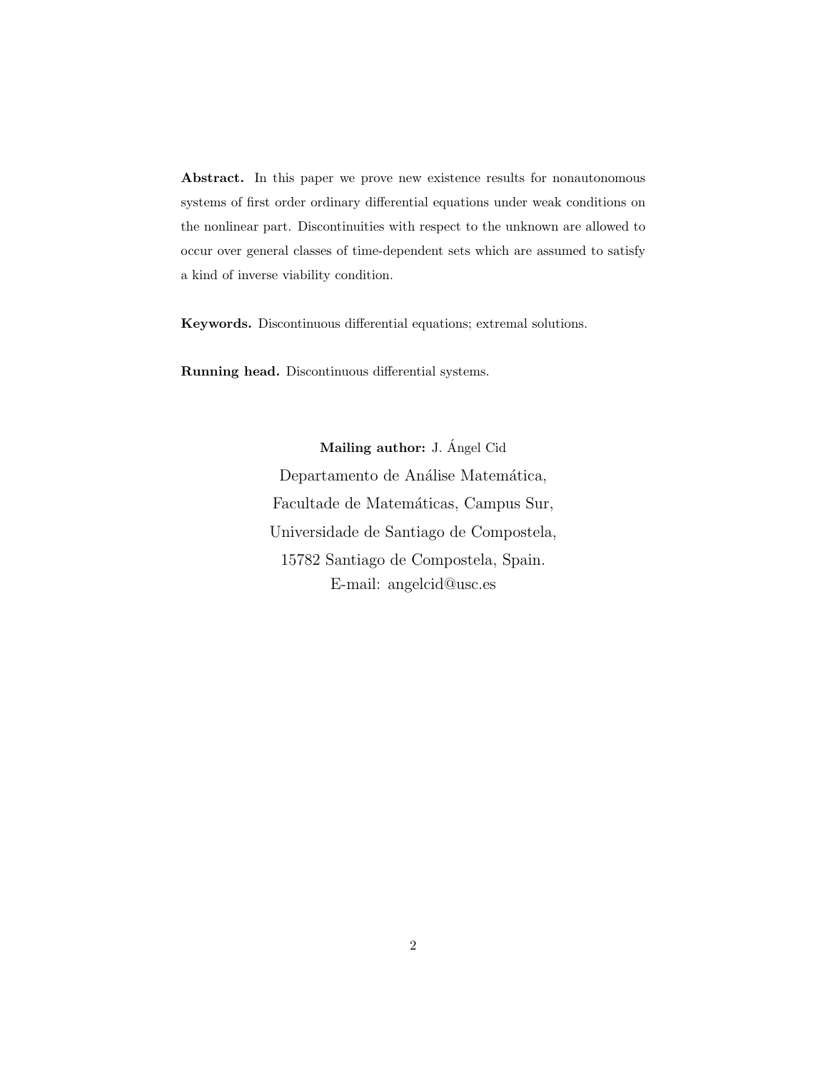**Abstract.** In this paper we prove new existence results for nonautonomous systems of first order ordinary differential equations under weak conditions on the nonlinear part. Discontinuities with respect to the unknown are allowed to occur over general classes of time-dependent sets which are assumed to satisfy a kind of inverse viability condition.

**Keywords.** Discontinuous differential equations; extremal solutions.

**Running head.** Discontinuous differential systems.

**Mailing author:** J. Ángel Cid

Departamento de Análise Matemática,

Facultade de Matemáticas, Campus Sur,

Universidade de Santiago de Compostela,

15782 Santiago de Compostela, Spain.

E-mail: angelcid@usc.es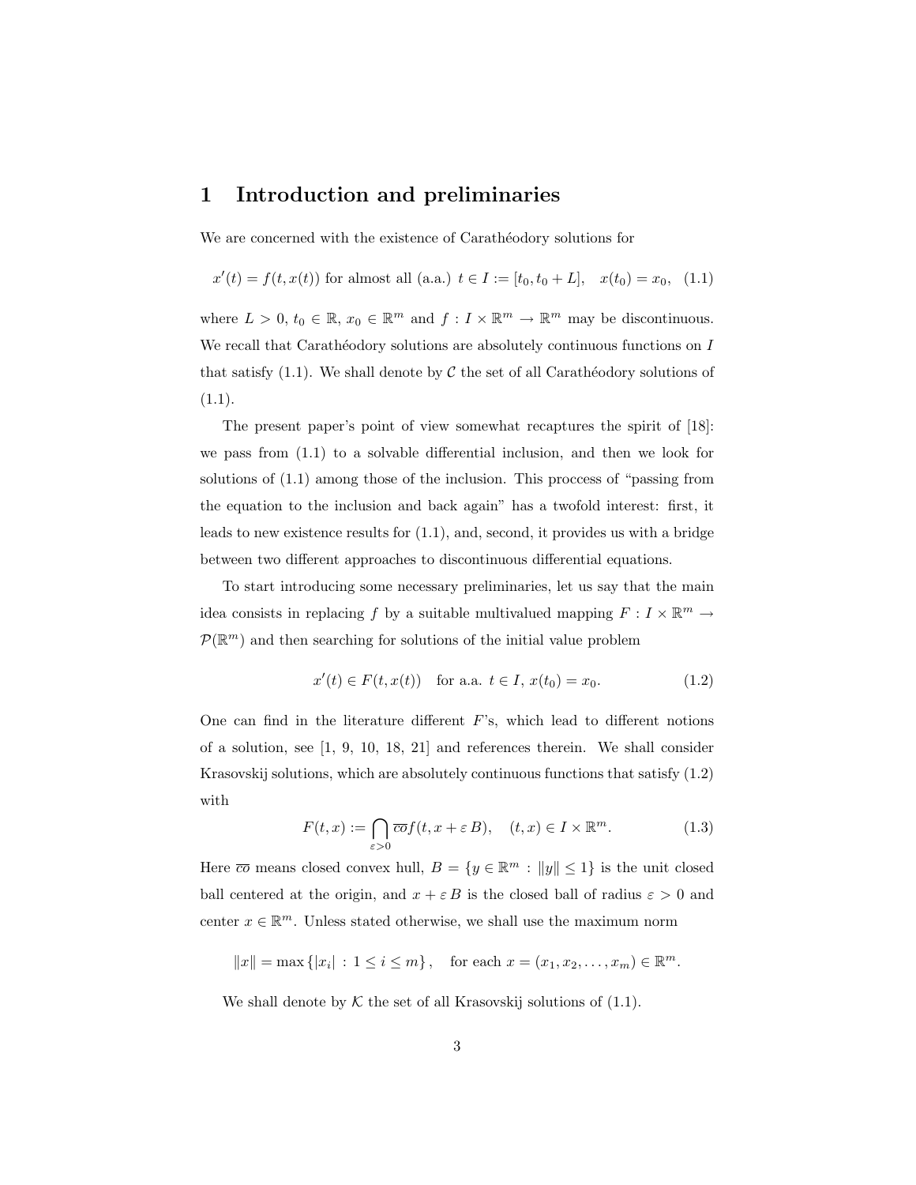## 1 Introduction and preliminaries

We are concerned with the existence of Carathéodory solutions for

$$x'(t) = f(t, x(t)) \text{ for almost all (a.a.) } t \in I := [t_0, t_0 + L], \quad x(t_0) = x_0, \quad (1.1)$$

where $L > 0$, $t_0 \in \mathbb{R}$, $x_0 \in \mathbb{R}^m$ and $f : I \times \mathbb{R}^m \to \mathbb{R}^m$ may be discontinuous. We recall that Carathéodory solutions are absolutely continuous functions on $I$ that satisfy (1.1). We shall denote by $\mathcal{C}$ the set of all Carathéodory solutions of (1.1).

The present paper's point of view somewhat recaptures the spirit of [18]: we pass from (1.1) to a solvable differential inclusion, and then we look for solutions of (1.1) among those of the inclusion. This proccess of "passing from the equation to the inclusion and back again" has a twofold interest: first, it leads to new existence results for (1.1), and, second, it provides us with a bridge between two different approaches to discontinuous differential equations.

To start introducing some necessary preliminaries, let us say that the main idea consists in replacing $f$ by a suitable multivalued mapping $F : I \times \mathbb{R}^m \to \mathcal{P}(\mathbb{R}^m)$ and then searching for solutions of the initial value problem

$$x'(t) \in F(t, x(t)) \quad \text{for a.a. } t \in I, \; x(t_0) = x_0. \quad (1.2)$$

One can find in the literature different $F$'s, which lead to different notions of a solution, see [1, 9, 10, 18, 21] and references therein. We shall consider Krasovskij solutions, which are absolutely continuous functions that satisfy (1.2) with

$$F(t, x) := \bigcap_{\varepsilon > 0} \overline{co} f(t, x + \varepsilon B), \quad (t, x) \in I \times \mathbb{R}^m. \quad (1.3)$$

Here $\overline{co}$ means closed convex hull, $B = \{y \in \mathbb{R}^m : \|y\| \leq 1\}$ is the unit closed ball centered at the origin, and $x + \varepsilon B$ is the closed ball of radius $\varepsilon > 0$ and center $x \in \mathbb{R}^m$. Unless stated otherwise, we shall use the maximum norm

$$\|x\| = \max\{|x_i| : 1 \leq i \leq m\}, \quad \text{for each } x = (x_1, x_2, \ldots, x_m) \in \mathbb{R}^m.$$

We shall denote by $\mathcal{K}$ the set of all Krasovskij solutions of (1.1).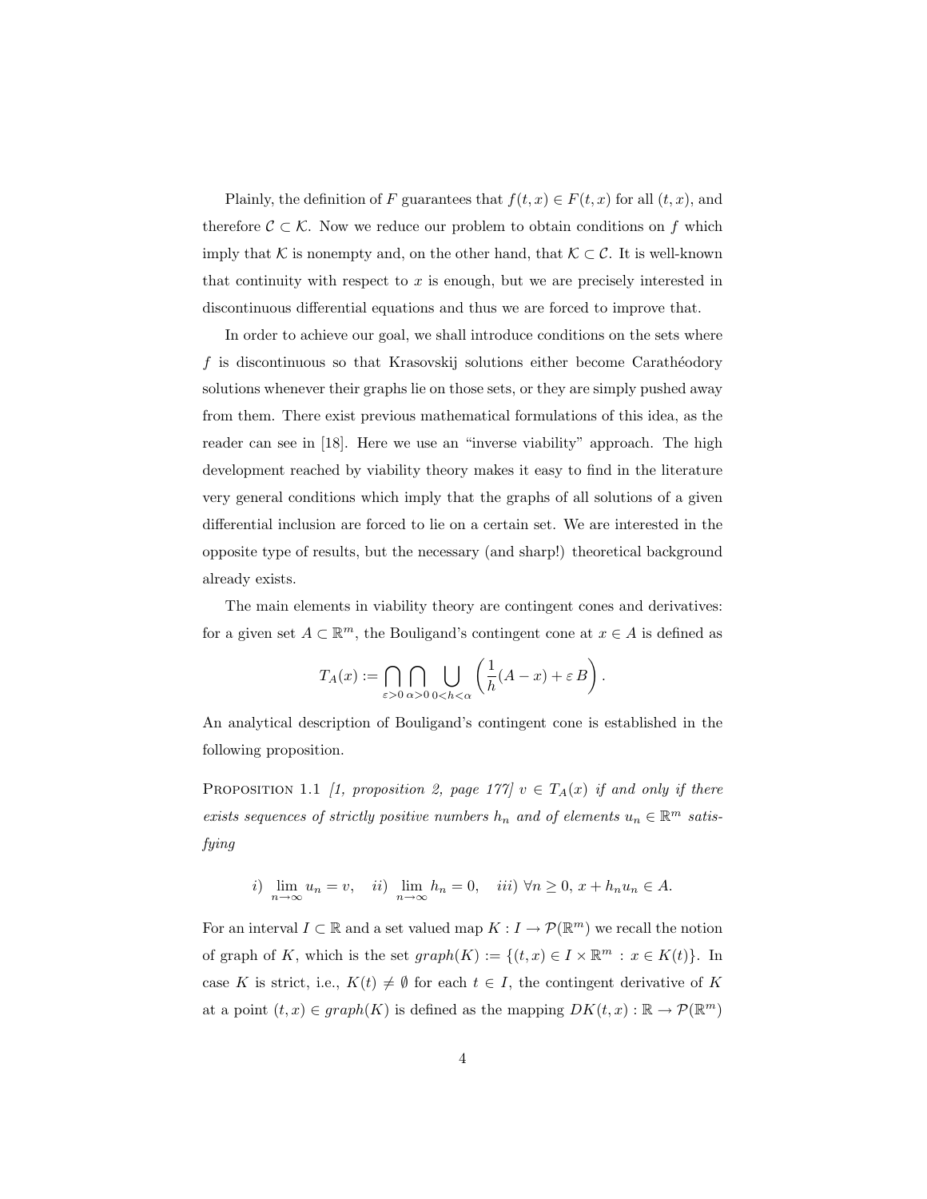Plainly, the definition of $F$ guarantees that $f(t,x) \in F(t,x)$ for all $(t,x)$, and therefore $\mathcal{C} \subset \mathcal{K}$. Now we reduce our problem to obtain conditions on $f$ which imply that $\mathcal{K}$ is nonempty and, on the other hand, that $\mathcal{K} \subset \mathcal{C}$. It is well-known that continuity with respect to $x$ is enough, but we are precisely interested in discontinuous differential equations and thus we are forced to improve that.

In order to achieve our goal, we shall introduce conditions on the sets where $f$ is discontinuous so that Krasovskij solutions either become Carathéodory solutions whenever their graphs lie on those sets, or they are simply pushed away from them. There exist previous mathematical formulations of this idea, as the reader can see in [18]. Here we use an "inverse viability" approach. The high development reached by viability theory makes it easy to find in the literature very general conditions which imply that the graphs of all solutions of a given differential inclusion are forced to lie on a certain set. We are interested in the opposite type of results, but the necessary (and sharp!) theoretical background already exists.

The main elements in viability theory are contingent cones and derivatives: for a given set $A \subset \mathbb{R}^m$, the Bouligand's contingent cone at $x \in A$ is defined as

$$T_A(x) := \bigcap_{\varepsilon > 0} \bigcap_{\alpha > 0} \bigcup_{0 < h < \alpha} \left( \frac{1}{h}(A - x) + \varepsilon\, B \right).$$

An analytical description of Bouligand's contingent cone is established in the following proposition.

Proposition 1.1 *[1, proposition 2, page 177] $v \in T_A(x)$ if and only if there exists sequences of strictly positive numbers $h_n$ and of elements $u_n \in \mathbb{R}^m$ satisfying*

$$i)\ \lim_{n \to \infty} u_n = v, \quad ii)\ \lim_{n \to \infty} h_n = 0, \quad iii)\ \forall n \geq 0,\, x + h_n u_n \in A.$$

For an interval $I \subset \mathbb{R}$ and a set valued map $K : I \to \mathcal{P}(\mathbb{R}^m)$ we recall the notion of graph of $K$, which is the set $graph(K) := \{(t,x) \in I \times \mathbb{R}^m \, : \, x \in K(t)\}$. In case $K$ is strict, i.e., $K(t) \neq \emptyset$ for each $t \in I$, the contingent derivative of $K$ at a point $(t,x) \in graph(K)$ is defined as the mapping $DK(t,x) : \mathbb{R} \to \mathcal{P}(\mathbb{R}^m)$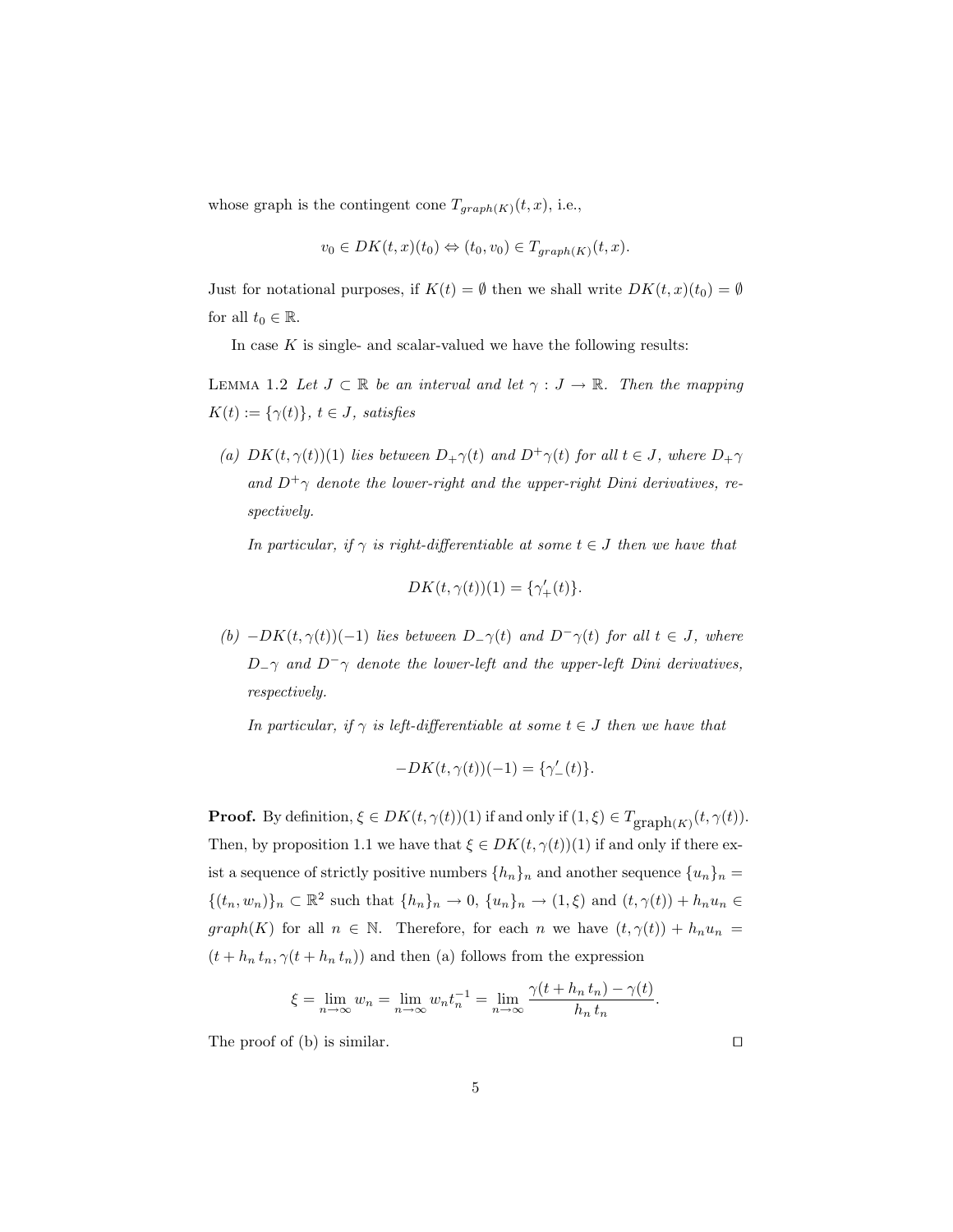whose graph is the contingent cone $T_{graph(K)}(t,x)$, i.e.,

$$v_0 \in DK(t,x)(t_0) \Leftrightarrow (t_0, v_0) \in T_{graph(K)}(t,x).$$

Just for notational purposes, if $K(t) = \emptyset$ then we shall write $DK(t,x)(t_0) = \emptyset$ for all $t_0 \in \mathbb{R}$.

In case $K$ is single- and scalar-valued we have the following results:

LEMMA 1.2 *Let $J \subset \mathbb{R}$ be an interval and let $\gamma : J \to \mathbb{R}$. Then the mapping $K(t) := \{\gamma(t)\}$, $t \in J$, satisfies*

*(a) $DK(t,\gamma(t))(1)$ lies between $D_+\gamma(t)$ and $D^+\gamma(t)$ for all $t \in J$, where $D_+\gamma$ and $D^+\gamma$ denote the lower-right and the upper-right Dini derivatives, respectively.*

*In particular, if $\gamma$ is right-differentiable at some $t \in J$ then we have that*

$$DK(t,\gamma(t))(1) = \{\gamma'_+(t)\}.$$

*(b) $-DK(t,\gamma(t))(-1)$ lies between $D_-\gamma(t)$ and $D^-\gamma(t)$ for all $t \in J$, where $D_-\gamma$ and $D^-\gamma$ denote the lower-left and the upper-left Dini derivatives, respectively.*

*In particular, if $\gamma$ is left-differentiable at some $t \in J$ then we have that*

$$-DK(t,\gamma(t))(-1) = \{\gamma'_-(t)\}.$$

**Proof.** By definition, $\xi \in DK(t,\gamma(t))(1)$ if and only if $(1,\xi) \in T_{\text{graph}(K)}(t,\gamma(t))$. Then, by proposition 1.1 we have that $\xi \in DK(t,\gamma(t))(1)$ if and only if there exist a sequence of strictly positive numbers $\{h_n\}_n$ and another sequence $\{u_n\}_n = \{(t_n, w_n)\}_n \subset \mathbb{R}^2$ such that $\{h_n\}_n \to 0$, $\{u_n\}_n \to (1,\xi)$ and $(t,\gamma(t)) + h_n u_n \in graph(K)$ for all $n \in \mathbb{N}$. Therefore, for each $n$ we have $(t,\gamma(t)) + h_n u_n = (t + h_n\, t_n, \gamma(t + h_n\, t_n))$ and then (a) follows from the expression

$$\xi = \lim_{n\to\infty} w_n = \lim_{n\to\infty} w_n t_n^{-1} = \lim_{n\to\infty} \frac{\gamma(t + h_n\, t_n) - \gamma(t)}{h_n\, t_n}.$$

The proof of (b) is similar. $\square$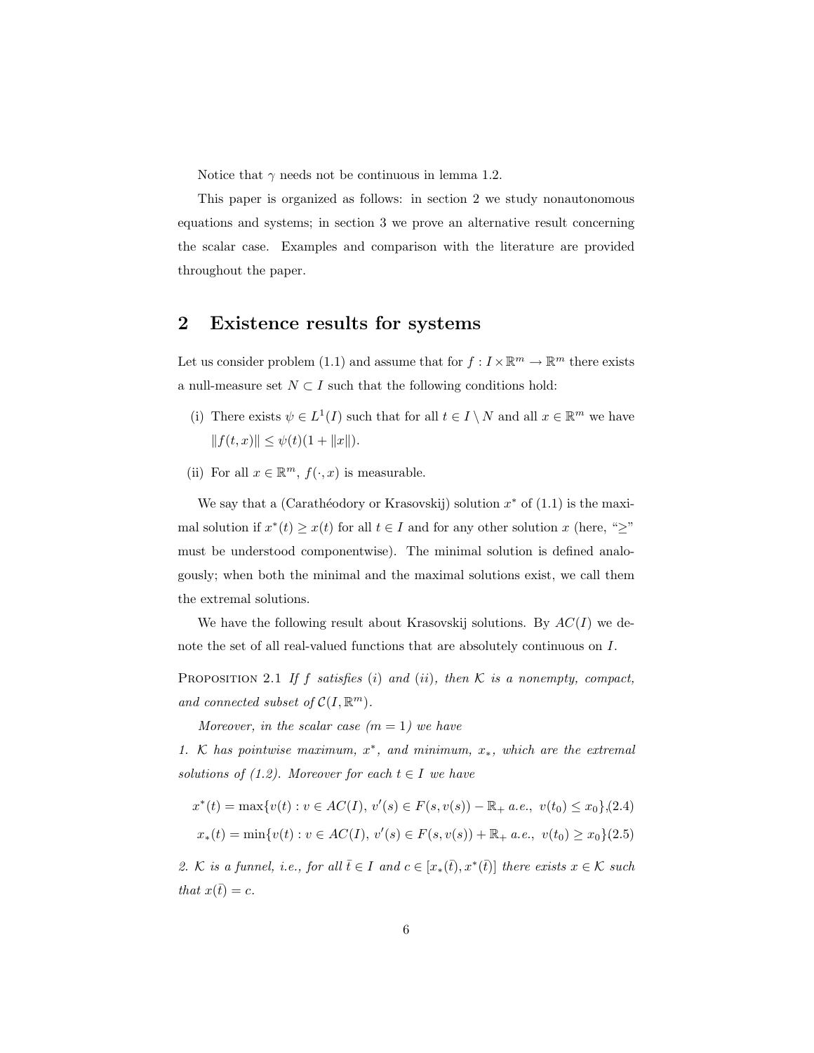Notice that $\gamma$ needs not be continuous in lemma 1.2.

This paper is organized as follows: in section 2 we study nonautonomous equations and systems; in section 3 we prove an alternative result concerning the scalar case. Examples and comparison with the literature are provided throughout the paper.

## 2 Existence results for systems

Let us consider problem (1.1) and assume that for $f : I \times \mathbb{R}^m \to \mathbb{R}^m$ there exists a null-measure set $N \subset I$ such that the following conditions hold:

(i) There exists $\psi \in L^1(I)$ such that for all $t \in I \setminus N$ and all $x \in \mathbb{R}^m$ we have $\|f(t, x)\| \leq \psi(t)(1 + \|x\|)$.

(ii) For all $x \in \mathbb{R}^m$, $f(\cdot, x)$ is measurable.

We say that a (Carathéodory or Krasovskij) solution $x^*$ of (1.1) is the maximal solution if $x^*(t) \geq x(t)$ for all $t \in I$ and for any other solution $x$ (here, "$\geq$" must be understood componentwise). The minimal solution is defined analogously; when both the minimal and the maximal solutions exist, we call them the extremal solutions.

We have the following result about Krasovskij solutions. By $AC(I)$ we denote the set of all real-valued functions that are absolutely continuous on $I$.

Proposition 2.1 *If $f$ satisfies (i) and (ii), then $\mathcal{K}$ is a nonempty, compact, and connected subset of $\mathcal{C}(I, \mathbb{R}^m)$.*

*Moreover, in the scalar case ($m = 1$) we have*

*1. $\mathcal{K}$ has pointwise maximum, $x^*$, and minimum, $x_*$, which are the extremal solutions of (1.2). Moreover for each $t \in I$ we have*

$$x^*(t) = \max\{v(t) : v \in AC(I),\ v'(s) \in F(s, v(s)) - \mathbb{R}_+ \text{ a.e.},\ v(t_0) \leq x_0\}, \tag{2.4}$$

$$x_*(t) = \min\{v(t) : v \in AC(I),\ v'(s) \in F(s, v(s)) + \mathbb{R}_+ \text{ a.e.},\ v(t_0) \geq x_0\} \tag{2.5}$$

*2. $\mathcal{K}$ is a funnel, i.e., for all $\bar{t} \in I$ and $c \in [x_*(\bar{t}), x^*(\bar{t})]$ there exists $x \in \mathcal{K}$ such that $x(\bar{t}) = c$.*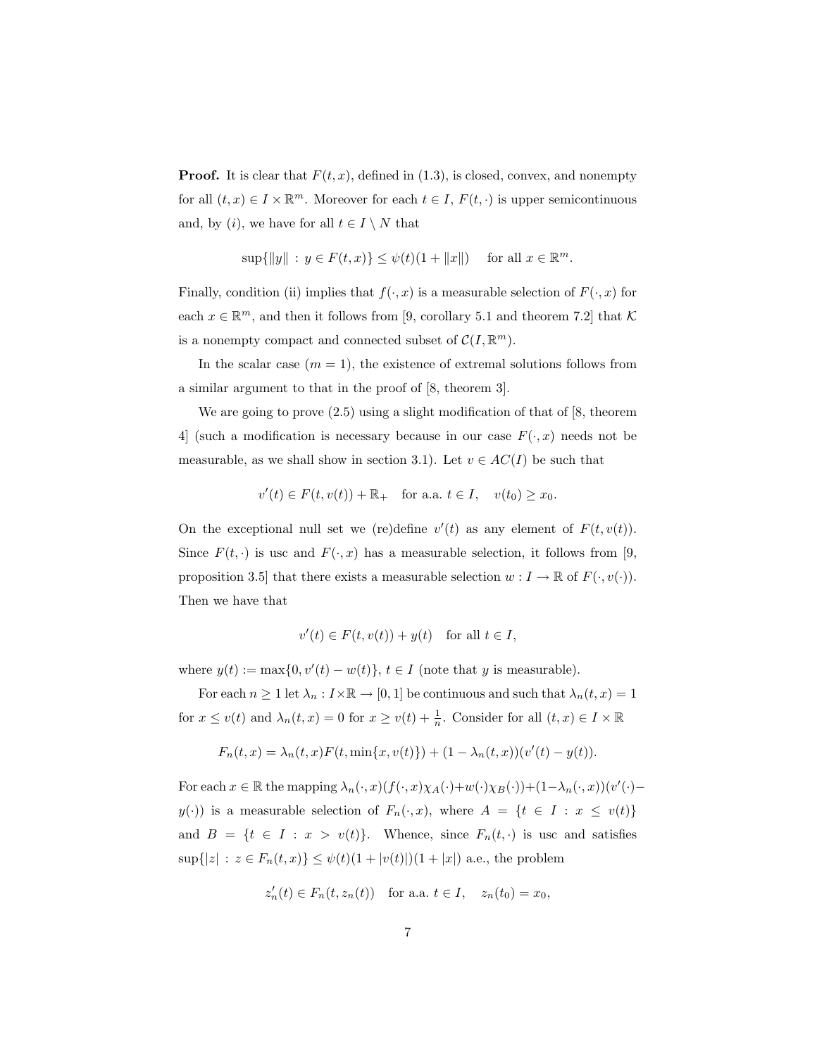**Proof.** It is clear that $F(t,x)$, defined in (1.3), is closed, convex, and nonempty for all $(t,x) \in I \times \mathbb{R}^m$. Moreover for each $t \in I$, $F(t,\cdot)$ is upper semicontinuous and, by $(i)$, we have for all $t \in I \setminus N$ that

$$\sup\{\|y\| \,:\, y \in F(t,x)\} \le \psi(t)(1+\|x\|) \quad \text{ for all } x \in \mathbb{R}^m.$$

Finally, condition (ii) implies that $f(\cdot,x)$ is a measurable selection of $F(\cdot,x)$ for each $x \in \mathbb{R}^m$, and then it follows from [9, corollary 5.1 and theorem 7.2] that $\mathcal{K}$ is a nonempty compact and connected subset of $\mathcal{C}(I,\mathbb{R}^m)$.

In the scalar case ($m = 1$), the existence of extremal solutions follows from a similar argument to that in the proof of [8, theorem 3].

We are going to prove (2.5) using a slight modification of that of [8, theorem 4] (such a modification is necessary because in our case $F(\cdot,x)$ needs not be measurable, as we shall show in section 3.1). Let $v \in AC(I)$ be such that

$$v'(t) \in F(t,v(t)) + \mathbb{R}_+ \quad \text{for a.a. } t \in I, \quad v(t_0) \ge x_0.$$

On the exceptional null set we (re)define $v'(t)$ as any element of $F(t,v(t))$. Since $F(t,\cdot)$ is usc and $F(\cdot,x)$ has a measurable selection, it follows from [9, proposition 3.5] that there exists a measurable selection $w : I \to \mathbb{R}$ of $F(\cdot,v(\cdot))$. Then we have that

$$v'(t) \in F(t,v(t)) + y(t) \quad \text{for all } t \in I,$$

where $y(t) := \max\{0, v'(t) - w(t)\}$, $t \in I$ (note that $y$ is measurable).

For each $n \ge 1$ let $\lambda_n : I \times \mathbb{R} \to [0,1]$ be continuous and such that $\lambda_n(t,x) = 1$ for $x \le v(t)$ and $\lambda_n(t,x) = 0$ for $x \ge v(t) + \frac{1}{n}$. Consider for all $(t,x) \in I \times \mathbb{R}$

$$F_n(t,x) = \lambda_n(t,x) F(t, \min\{x, v(t)\}) + (1 - \lambda_n(t,x))(v'(t) - y(t)).$$

For each $x \in \mathbb{R}$ the mapping $\lambda_n(\cdot,x)(f(\cdot,x)\chi_A(\cdot) + w(\cdot)\chi_B(\cdot)) + (1-\lambda_n(\cdot,x))(v'(\cdot) - y(\cdot))$ is a measurable selection of $F_n(\cdot,x)$, where $A = \{t \in I \,:\, x \le v(t)\}$ and $B = \{t \in I \,:\, x > v(t)\}$. Whence, since $F_n(t,\cdot)$ is usc and satisfies $\sup\{|z| \,:\, z \in F_n(t,x)\} \le \psi(t)(1 + |v(t)|)(1 + |x|)$ a.e., the problem

$$z_n'(t) \in F_n(t, z_n(t)) \quad \text{for a.a. } t \in I, \quad z_n(t_0) = x_0,$$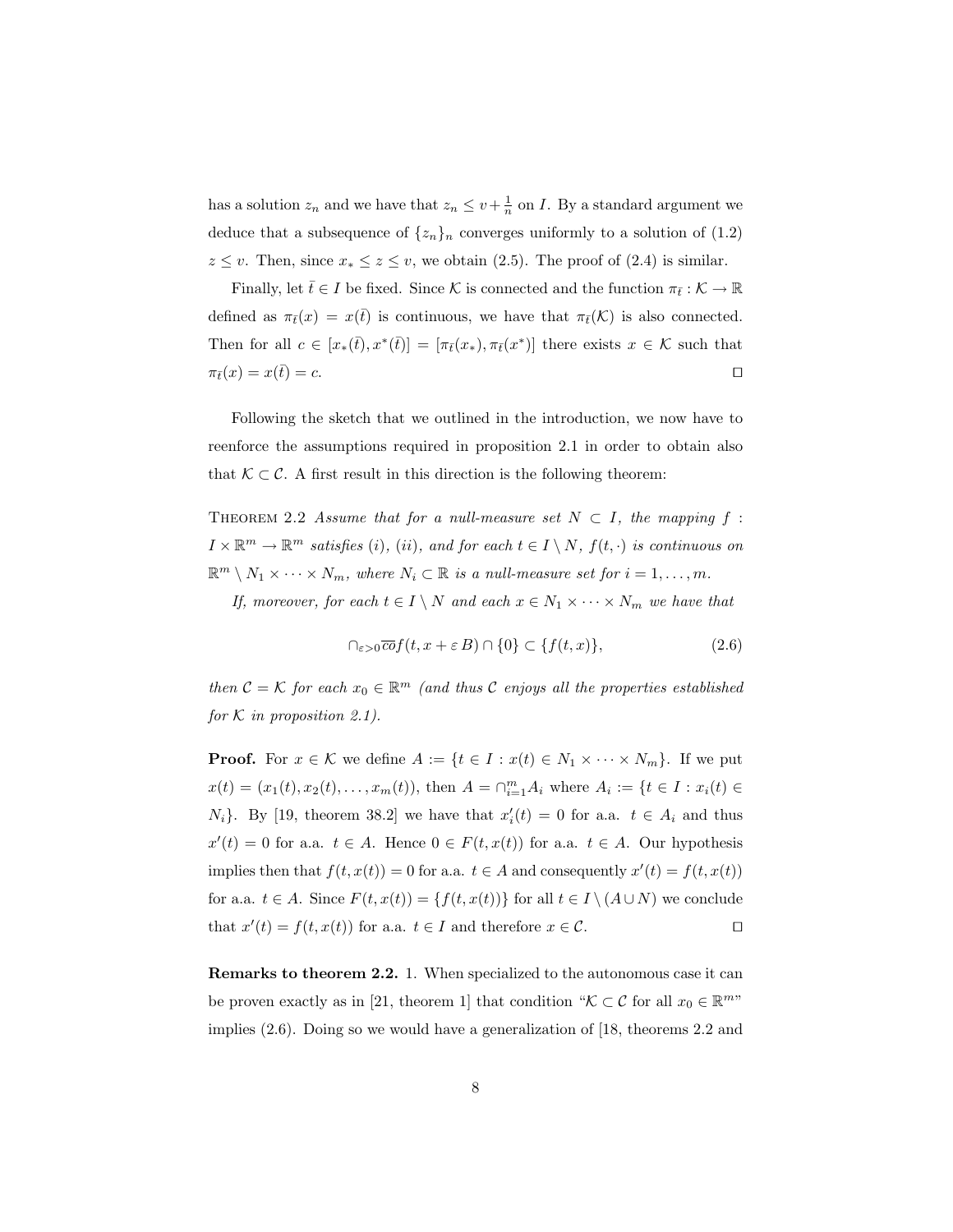has a solution $z_n$ and we have that $z_n \leq v + \frac{1}{n}$ on $I$. By a standard argument we deduce that a subsequence of $\{z_n\}_n$ converges uniformly to a solution of (1.2) $z \leq v$. Then, since $x_* \leq z \leq v$, we obtain (2.5). The proof of (2.4) is similar.

Finally, let $\bar{t} \in I$ be fixed. Since $\mathcal{K}$ is connected and the function $\pi_{\bar{t}} : \mathcal{K} \to \mathbb{R}$ defined as $\pi_{\bar{t}}(x) = x(\bar{t})$ is continuous, we have that $\pi_{\bar{t}}(\mathcal{K})$ is also connected. Then for all $c \in [x_*(\bar{t}), x^*(\bar{t})] = [\pi_{\bar{t}}(x_*), \pi_{\bar{t}}(x^*)]$ there exists $x \in \mathcal{K}$ such that $\pi_{\bar{t}}(x) = x(\bar{t}) = c$. $\square$

Following the sketch that we outlined in the introduction, we now have to reenforce the assumptions required in proposition 2.1 in order to obtain also that $\mathcal{K} \subset \mathcal{C}$. A first result in this direction is the following theorem:

Theorem 2.2 *Assume that for a null-measure set $N \subset I$, the mapping $f : I \times \mathbb{R}^m \to \mathbb{R}^m$ satisfies (i), (ii), and for each $t \in I \setminus N$, $f(t, \cdot)$ is continuous on $\mathbb{R}^m \setminus N_1 \times \cdots \times N_m$, where $N_i \subset \mathbb{R}$ is a null-measure set for $i = 1, \ldots, m$.*

*If, moreover, for each $t \in I \setminus N$ and each $x \in N_1 \times \cdots \times N_m$ we have that*

$$\cap_{\varepsilon > 0} \overline{co} f(t, x + \varepsilon B) \cap \{0\} \subset \{f(t, x)\}, \tag{2.6}$$

*then $\mathcal{C} = \mathcal{K}$ for each $x_0 \in \mathbb{R}^m$ (and thus $\mathcal{C}$ enjoys all the properties established for $\mathcal{K}$ in proposition 2.1).*

**Proof.** For $x \in \mathcal{K}$ we define $A := \{t \in I : x(t) \in N_1 \times \cdots \times N_m\}$. If we put $x(t) = (x_1(t), x_2(t), \ldots, x_m(t))$, then $A = \cap_{i=1}^m A_i$ where $A_i := \{t \in I : x_i(t) \in N_i\}$. By [19, theorem 38.2] we have that $x_i'(t) = 0$ for a.a. $t \in A_i$ and thus $x'(t) = 0$ for a.a. $t \in A$. Hence $0 \in F(t, x(t))$ for a.a. $t \in A$. Our hypothesis implies then that $f(t, x(t)) = 0$ for a.a. $t \in A$ and consequently $x'(t) = f(t, x(t))$ for a.a. $t \in A$. Since $F(t, x(t)) = \{f(t, x(t))\}$ for all $t \in I \setminus (A \cup N)$ we conclude that $x'(t) = f(t, x(t))$ for a.a. $t \in I$ and therefore $x \in \mathcal{C}$. $\square$

**Remarks to theorem 2.2.** 1. When specialized to the autonomous case it can be proven exactly as in [21, theorem 1] that condition "$\mathcal{K} \subset \mathcal{C}$ for all $x_0 \in \mathbb{R}^m$" implies (2.6). Doing so we would have a generalization of [18, theorems 2.2 and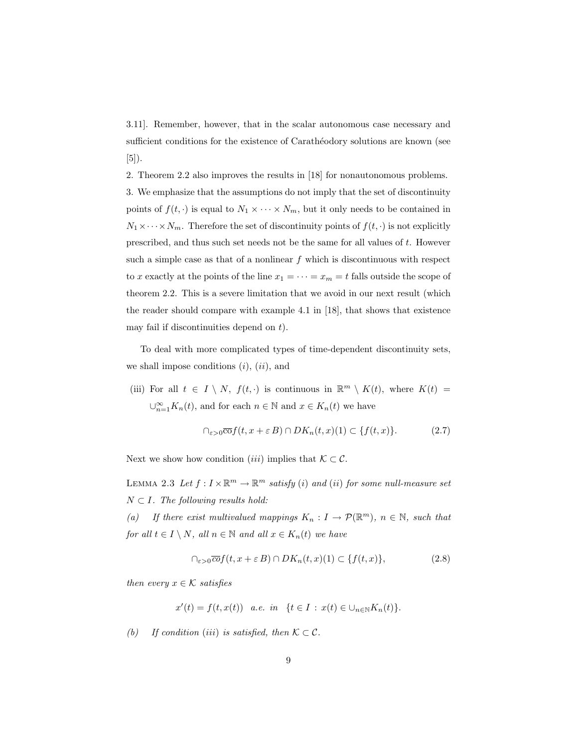3.11]. Remember, however, that in the scalar autonomous case necessary and sufficient conditions for the existence of Carathéodory solutions are known (see [5]).

2. Theorem 2.2 also improves the results in [18] for nonautonomous problems.

3. We emphasize that the assumptions do not imply that the set of discontinuity points of $f(t,\cdot)$ is equal to $N_1 \times \cdots \times N_m$, but it only needs to be contained in $N_1 \times \cdots \times N_m$. Therefore the set of discontinuity points of $f(t,\cdot)$ is not explicitly prescribed, and thus such set needs not be the same for all values of $t$. However such a simple case as that of a nonlinear $f$ which is discontinuous with respect to $x$ exactly at the points of the line $x_1 = \cdots = x_m = t$ falls outside the scope of theorem 2.2. This is a severe limitation that we avoid in our next result (which the reader should compare with example 4.1 in [18], that shows that existence may fail if discontinuities depend on $t$).

To deal with more complicated types of time-dependent discontinuity sets, we shall impose conditions $(i)$, $(ii)$, and

(iii) For all $t \in I \setminus N$, $f(t,\cdot)$ is continuous in $\mathbb{R}^m \setminus K(t)$, where $K(t) = \cup_{n=1}^{\infty} K_n(t)$, and for each $n \in \mathbb{N}$ and $x \in K_n(t)$ we have

$$\cap_{\varepsilon>0} \overline{\text{co}} f(t, x + \varepsilon B) \cap DK_n(t,x)(1) \subset \{f(t,x)\}. \tag{2.7}$$

Next we show how condition $(iii)$ implies that $\mathcal{K} \subset \mathcal{C}$.

Lemma 2.3 *Let $f : I \times \mathbb{R}^m \to \mathbb{R}^m$ satisfy $(i)$ and $(ii)$ for some null-measure set $N \subset I$. The following results hold:*

*(a) If there exist multivalued mappings $K_n : I \to \mathcal{P}(\mathbb{R}^m)$, $n \in \mathbb{N}$, such that for all $t \in I \setminus N$, all $n \in \mathbb{N}$ and all $x \in K_n(t)$ we have*

$$\cap_{\varepsilon>0} \overline{co} f(t, x + \varepsilon B) \cap DK_n(t,x)(1) \subset \{f(t,x)\}, \tag{2.8}$$

*then every $x \in \mathcal{K}$ satisfies*

$$x'(t) = f(t, x(t)) \quad a.e. \ in \quad \{t \in I \, : \, x(t) \in \cup_{n \in \mathbb{N}} K_n(t)\}.$$

*(b) If condition $(iii)$ is satisfied, then $\mathcal{K} \subset \mathcal{C}$.*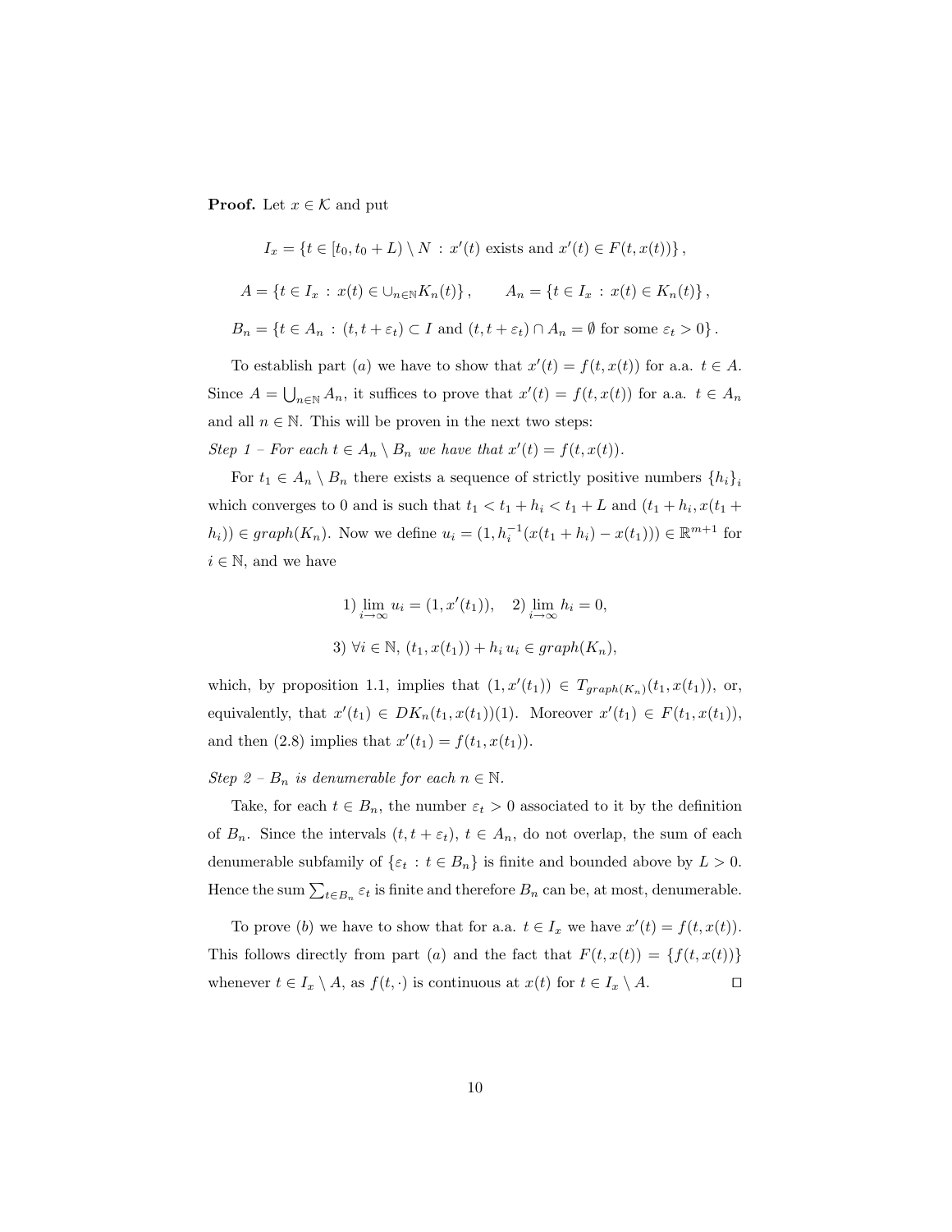**Proof.** Let $x \in \mathcal{K}$ and put

$$I_x = \{t \in [t_0, t_0 + L) \setminus N \,:\, x'(t) \text{ exists and } x'(t) \in F(t, x(t))\}\,,$$

$$A = \{t \in I_x \,:\, x(t) \in \cup_{n\in\mathbb{N}} K_n(t)\}\,, \qquad A_n = \{t \in I_x \,:\, x(t) \in K_n(t)\}\,,$$

$$B_n = \{t \in A_n \,:\, (t, t + \varepsilon_t) \subset I \text{ and } (t, t + \varepsilon_t) \cap A_n = \emptyset \text{ for some } \varepsilon_t > 0\}\,.$$

To establish part $(a)$ we have to show that $x'(t) = f(t, x(t))$ for a.a. $t \in A$. Since $A = \bigcup_{n\in\mathbb{N}} A_n$, it suffices to prove that $x'(t) = f(t, x(t))$ for a.a. $t \in A_n$ and all $n \in \mathbb{N}$. This will be proven in the next two steps:

*Step 1 – For each $t \in A_n \setminus B_n$ we have that $x'(t) = f(t, x(t))$.*

For $t_1 \in A_n \setminus B_n$ there exists a sequence of strictly positive numbers $\{h_i\}_i$ which converges to 0 and is such that $t_1 < t_1 + h_i < t_1 + L$ and $(t_1 + h_i, x(t_1 + h_i)) \in graph(K_n)$. Now we define $u_i = (1, h_i^{-1}(x(t_1 + h_i) - x(t_1))) \in \mathbb{R}^{m+1}$ for $i \in \mathbb{N}$, and we have

$$1) \lim_{i\to\infty} u_i = (1, x'(t_1)), \quad 2) \lim_{i\to\infty} h_i = 0,$$

$$3) \ \forall i \in \mathbb{N},\ (t_1, x(t_1)) + h_i\, u_i \in graph(K_n),$$

which, by proposition 1.1, implies that $(1, x'(t_1)) \in T_{graph(K_n)}(t_1, x(t_1))$, or, equivalently, that $x'(t_1) \in DK_n(t_1, x(t_1))(1)$. Moreover $x'(t_1) \in F(t_1, x(t_1))$, and then (2.8) implies that $x'(t_1) = f(t_1, x(t_1))$.

*Step 2 – $B_n$ is denumerable for each $n \in \mathbb{N}$.*

Take, for each $t \in B_n$, the number $\varepsilon_t > 0$ associated to it by the definition of $B_n$. Since the intervals $(t, t + \varepsilon_t)$, $t \in A_n$, do not overlap, the sum of each denumerable subfamily of $\{\varepsilon_t \,:\, t \in B_n\}$ is finite and bounded above by $L > 0$. Hence the sum $\sum_{t\in B_n} \varepsilon_t$ is finite and therefore $B_n$ can be, at most, denumerable.

To prove $(b)$ we have to show that for a.a. $t \in I_x$ we have $x'(t) = f(t, x(t))$. This follows directly from part $(a)$ and the fact that $F(t, x(t)) = \{f(t, x(t))\}$ whenever $t \in I_x \setminus A$, as $f(t, \cdot)$ is continuous at $x(t)$ for $t \in I_x \setminus A$. $\square$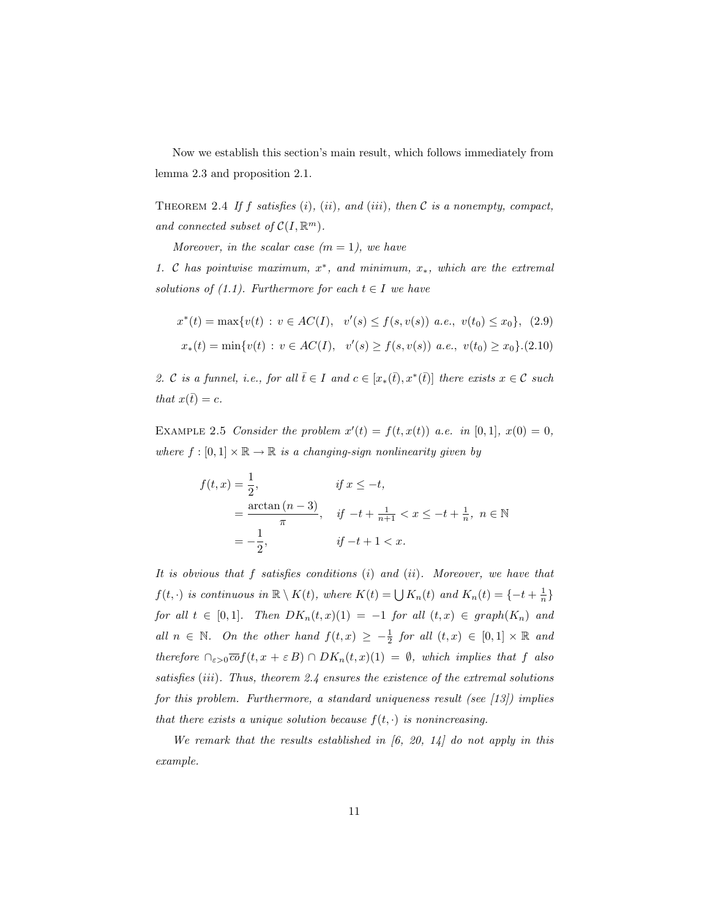Now we establish this section's main result, which follows immediately from lemma 2.3 and proposition 2.1.

THEOREM 2.4 *If $f$ satisfies $(i)$, $(ii)$, and $(iii)$, then $\mathcal{C}$ is a nonempty, compact, and connected subset of $\mathcal{C}(I, \mathbb{R}^m)$.*

*Moreover, in the scalar case ($m = 1$), we have*

*1. $\mathcal{C}$ has pointwise maximum, $x^*$, and minimum, $x_*$, which are the extremal solutions of (1.1). Furthermore for each $t \in I$ we have*

$$x^*(t) = \max\{v(t) \,:\, v \in AC(I), \quad v'(s) \leq f(s, v(s)) \text{ a.e., } v(t_0) \leq x_0\}, \quad (2.9)$$

$$x_*(t) = \min\{v(t) \,:\, v \in AC(I), \quad v'(s) \geq f(s, v(s)) \text{ a.e., } v(t_0) \geq x_0\}. (2.10)$$

*2. $\mathcal{C}$ is a funnel, i.e., for all $\bar{t} \in I$ and $c \in [x_*(\bar{t}), x^*(\bar{t})]$ there exists $x \in \mathcal{C}$ such that $x(\bar{t}) = c$.*

EXAMPLE 2.5 *Consider the problem $x'(t) = f(t, x(t))$ a.e. in $[0, 1]$, $x(0) = 0$, where $f : [0, 1] \times \mathbb{R} \to \mathbb{R}$ is a changing-sign nonlinearity given by*

$$
\begin{aligned}
f(t, x) &= \frac{1}{2}, && \text{if } x \leq -t, \\
&= \frac{\arctan{(n-3)}}{\pi}, && \text{if } -t + \tfrac{1}{n+1} < x \leq -t + \tfrac{1}{n},\ n \in \mathbb{N} \\
&= -\frac{1}{2}, && \text{if } -t + 1 < x.
\end{aligned}
$$

*It is obvious that $f$ satisfies conditions $(i)$ and $(ii)$. Moreover, we have that $f(t, \cdot)$ is continuous in $\mathbb{R} \setminus K(t)$, where $K(t) = \bigcup K_n(t)$ and $K_n(t) = \{-t + \frac{1}{n}\}$ for all $t \in [0, 1]$. Then $DK_n(t, x)(1) = -1$ for all $(t, x) \in graph(K_n)$ and all $n \in \mathbb{N}$. On the other hand $f(t, x) \geq -\frac{1}{2}$ for all $(t, x) \in [0, 1] \times \mathbb{R}$ and therefore $\cap_{\varepsilon > 0} \overline{co} f(t, x + \varepsilon B) \cap DK_n(t, x)(1) = \emptyset$, which implies that $f$ also satisfies $(iii)$. Thus, theorem 2.4 ensures the existence of the extremal solutions for this problem. Furthermore, a standard uniqueness result (see [13]) implies that there exists a unique solution because $f(t, \cdot)$ is nonincreasing.*

*We remark that the results established in [6, 20, 14] do not apply in this example.*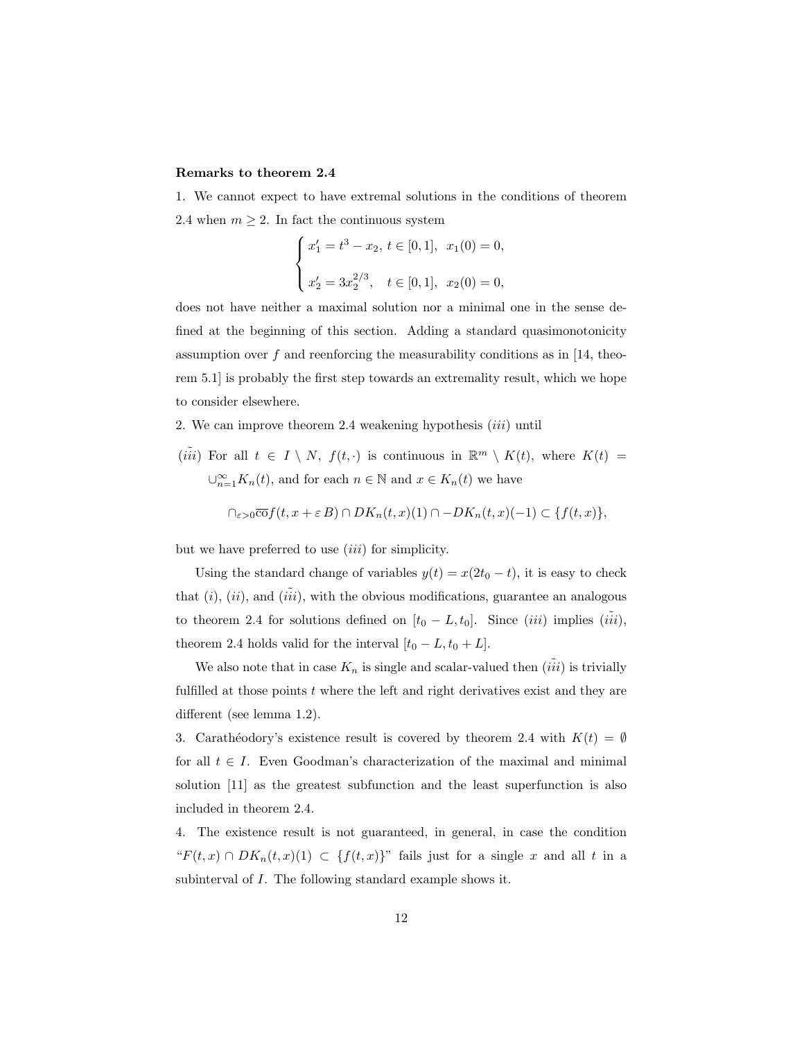**Remarks to theorem 2.4**

1. We cannot expect to have extremal solutions in the conditions of theorem 2.4 when $m \geq 2$. In fact the continuous system

$$\begin{cases} x_1' = t^3 - x_2, \; t \in [0,1], \;\; x_1(0) = 0, \\ \\ x_2' = 3x_2^{2/3}, \quad t \in [0,1], \;\; x_2(0) = 0, \end{cases}$$

does not have neither a maximal solution nor a minimal one in the sense defined at the beginning of this section. Adding a standard quasimonotonicity assumption over $f$ and reenforcing the measurability conditions as in [14, theorem 5.1] is probably the first step towards an extremality result, which we hope to consider elsewhere.

2. We can improve theorem 2.4 weakening hypothesis $(iii)$ until

$(\tilde{iii})$ For all $t \in I \setminus N$, $f(t, \cdot)$ is continuous in $\mathbb{R}^m \setminus K(t)$, where $K(t) = \cup_{n=1}^{\infty} K_n(t)$, and for each $n \in \mathbb{N}$ and $x \in K_n(t)$ we have

$$\cap_{\varepsilon > 0} \overline{\mathrm{co}} f(t, x + \varepsilon \, B) \cap DK_n(t,x)(1) \cap -DK_n(t,x)(-1) \subset \{f(t,x)\},$$

but we have preferred to use $(iii)$ for simplicity.

Using the standard change of variables $y(t) = x(2t_0 - t)$, it is easy to check that $(i)$, $(ii)$, and $(\tilde{iii})$, with the obvious modifications, guarantee an analogous to theorem 2.4 for solutions defined on $[t_0 - L, t_0]$. Since $(iii)$ implies $(\tilde{iii})$, theorem 2.4 holds valid for the interval $[t_0 - L, t_0 + L]$.

We also note that in case $K_n$ is single and scalar-valued then $(\tilde{iii})$ is trivially fulfilled at those points $t$ where the left and right derivatives exist and they are different (see lemma 1.2).

3. Carathéodory's existence result is covered by theorem 2.4 with $K(t) = \emptyset$ for all $t \in I$. Even Goodman's characterization of the maximal and minimal solution [11] as the greatest subfunction and the least superfunction is also included in theorem 2.4.

4. The existence result is not guaranteed, in general, in case the condition "$F(t,x) \cap DK_n(t,x)(1) \subset \{f(t,x)\}$" fails just for a single $x$ and all $t$ in a subinterval of $I$. The following standard example shows it.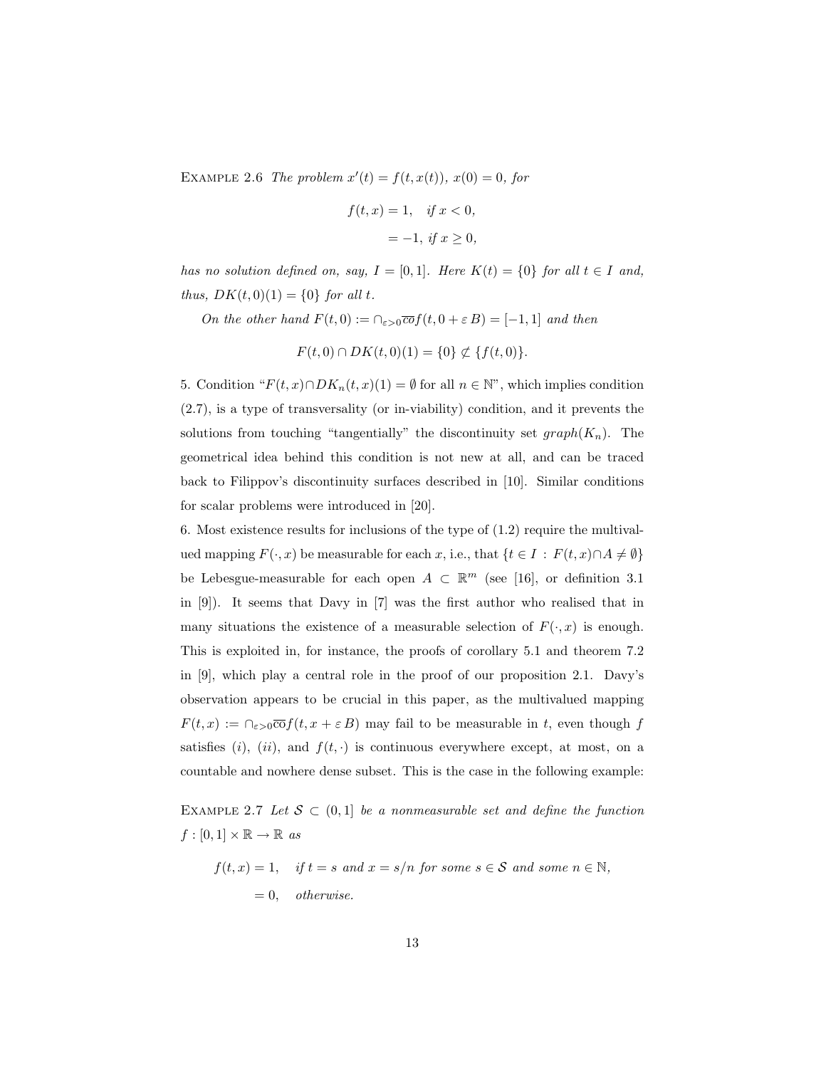Example 2.6 *The problem $x'(t) = f(t, x(t))$, $x(0) = 0$, for*

$$f(t,x) = 1, \quad \text{if } x < 0,$$
$$= -1, \text{ if } x \geq 0,$$

*has no solution defined on, say, $I = [0,1]$. Here $K(t) = \{0\}$ for all $t \in I$ and, thus, $DK(t,0)(1) = \{0\}$ for all $t$.*

*On the other hand $F(t,0) := \cap_{\varepsilon>0}\overline{\text{co}} f(t, 0 + \varepsilon\, B) = [-1,1]$ and then*

$$F(t,0) \cap DK(t,0)(1) = \{0\} \not\subset \{f(t,0)\}.$$

5. Condition "$F(t,x) \cap DK_n(t,x)(1) = \emptyset$ for all $n \in \mathbb{N}$", which implies condition (2.7), is a type of transversality (or in-viability) condition, and it prevents the solutions from touching "tangentially" the discontinuity set $graph(K_n)$. The geometrical idea behind this condition is not new at all, and can be traced back to Filippov's discontinuity surfaces described in [10]. Similar conditions for scalar problems were introduced in [20].

6. Most existence results for inclusions of the type of (1.2) require the multivalued mapping $F(\cdot, x)$ be measurable for each $x$, i.e., that $\{t \in I \,:\, F(t,x) \cap A \neq \emptyset\}$ be Lebesgue-measurable for each open $A \subset \mathbb{R}^m$ (see [16], or definition 3.1 in [9]). It seems that Davy in [7] was the first author who realised that in many situations the existence of a measurable selection of $F(\cdot, x)$ is enough. This is exploited in, for instance, the proofs of corollary 5.1 and theorem 7.2 in [9], which play a central role in the proof of our proposition 2.1. Davy's observation appears to be crucial in this paper, as the multivalued mapping $F(t,x) := \cap_{\varepsilon>0}\overline{\text{co}} f(t, x + \varepsilon\, B)$ may fail to be measurable in $t$, even though $f$ satisfies $(i)$, $(ii)$, and $f(t,\cdot)$ is continuous everywhere except, at most, on a countable and nowhere dense subset. This is the case in the following example:

Example 2.7 *Let $\mathcal{S} \subset (0,1]$ be a nonmeasurable set and define the function $f : [0,1] \times \mathbb{R} \to \mathbb{R}$ as*

$$f(t,x) = 1, \quad \text{if } t = s \text{ and } x = s/n \text{ for some } s \in \mathcal{S} \text{ and some } n \in \mathbb{N},$$
$$= 0, \quad \text{otherwise.}$$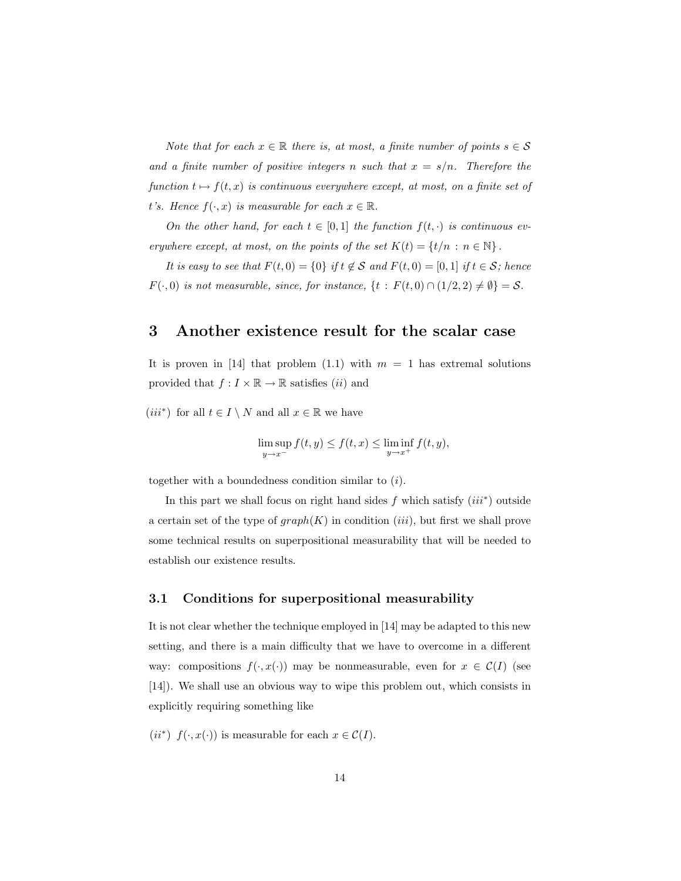*Note that for each $x \in \mathbb{R}$ there is, at most, a finite number of points $s \in \mathcal{S}$ and a finite number of positive integers $n$ such that $x = s/n$. Therefore the function $t \mapsto f(t, x)$ is continuous everywhere except, at most, on a finite set of $t$'s. Hence $f(\cdot, x)$ is measurable for each $x \in \mathbb{R}$.*

*On the other hand, for each $t \in [0, 1]$ the function $f(t, \cdot)$ is continuous everywhere except, at most, on the points of the set $K(t) = \{t/n : n \in \mathbb{N}\}$.*

*It is easy to see that $F(t, 0) = \{0\}$ if $t \notin \mathcal{S}$ and $F(t, 0) = [0, 1]$ if $t \in \mathcal{S}$; hence $F(\cdot, 0)$ is not measurable, since, for instance, $\{t : F(t, 0) \cap (1/2, 2) \neq \emptyset\} = \mathcal{S}$.*

# 3 Another existence result for the scalar case

It is proven in [14] that problem (1.1) with $m = 1$ has extremal solutions provided that $f : I \times \mathbb{R} \to \mathbb{R}$ satisfies $(ii)$ and

$(iii^*)$ for all $t \in I \setminus N$ and all $x \in \mathbb{R}$ we have

$$\limsup_{y \to x^-} f(t, y) \leq f(t, x) \leq \liminf_{y \to x^+} f(t, y),$$

together with a boundedness condition similar to $(i)$.

In this part we shall focus on right hand sides $f$ which satisfy $(iii^*)$ outside a certain set of the type of $graph(K)$ in condition $(iii)$, but first we shall prove some technical results on superpositional measurability that will be needed to establish our existence results.

## 3.1 Conditions for superpositional measurability

It is not clear whether the technique employed in [14] may be adapted to this new setting, and there is a main difficulty that we have to overcome in a different way: compositions $f(\cdot, x(\cdot))$ may be nonmeasurable, even for $x \in \mathcal{C}(I)$ (see [14]). We shall use an obvious way to wipe this problem out, which consists in explicitly requiring something like

$(ii^*)$ $f(\cdot, x(\cdot))$ is measurable for each $x \in \mathcal{C}(I)$.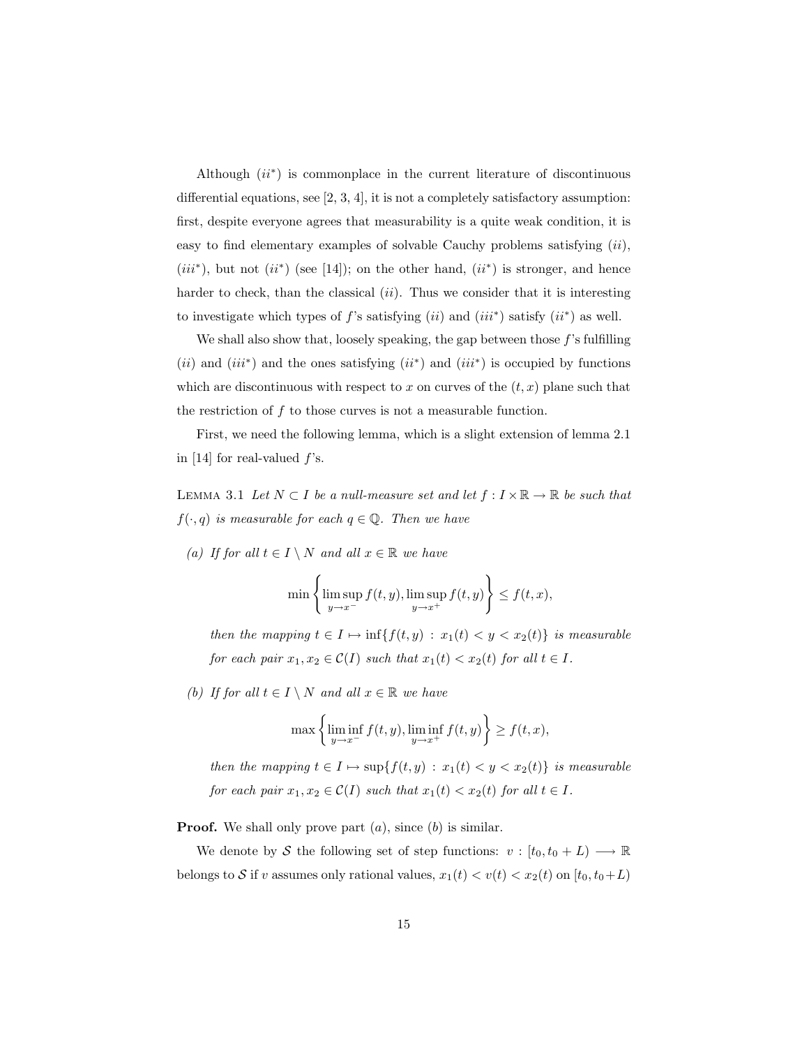Although $(ii^*)$ is commonplace in the current literature of discontinuous differential equations, see [2, 3, 4], it is not a completely satisfactory assumption: first, despite everyone agrees that measurability is a quite weak condition, it is easy to find elementary examples of solvable Cauchy problems satisfying $(ii)$, $(iii^*)$, but not $(ii^*)$ (see [14]); on the other hand, $(ii^*)$ is stronger, and hence harder to check, than the classical $(ii)$. Thus we consider that it is interesting to investigate which types of $f$'s satisfying $(ii)$ and $(iii^*)$ satisfy $(ii^*)$ as well.

We shall also show that, loosely speaking, the gap between those $f$'s fulfilling $(ii)$ and $(iii^*)$ and the ones satisfying $(ii^*)$ and $(iii^*)$ is occupied by functions which are discontinuous with respect to $x$ on curves of the $(t, x)$ plane such that the restriction of $f$ to those curves is not a measurable function.

First, we need the following lemma, which is a slight extension of lemma 2.1 in [14] for real-valued $f$'s.

LEMMA 3.1 *Let $N \subset I$ be a null-measure set and let $f : I \times \mathbb{R} \to \mathbb{R}$ be such that $f(\cdot, q)$ is measurable for each $q \in \mathbb{Q}$. Then we have*

*(a) If for all $t \in I \setminus N$ and all $x \in \mathbb{R}$ we have*

$$\min\left\{\limsup_{y\to x^-} f(t,y), \limsup_{y\to x^+} f(t,y)\right\} \leq f(t,x),$$

*then the mapping $t \in I \mapsto \inf\{f(t,y) : x_1(t) < y < x_2(t)\}$ is measurable for each pair $x_1, x_2 \in \mathcal{C}(I)$ such that $x_1(t) < x_2(t)$ for all $t \in I$.*

*(b) If for all $t \in I \setminus N$ and all $x \in \mathbb{R}$ we have*

$$\max\left\{\liminf_{y\to x^-} f(t,y), \liminf_{y\to x^+} f(t,y)\right\} \geq f(t,x),$$

*then the mapping $t \in I \mapsto \sup\{f(t,y) : x_1(t) < y < x_2(t)\}$ is measurable for each pair $x_1, x_2 \in \mathcal{C}(I)$ such that $x_1(t) < x_2(t)$ for all $t \in I$.*

**Proof.** We shall only prove part $(a)$, since $(b)$ is similar.

We denote by $\mathcal{S}$ the following set of step functions: $v : [t_0, t_0 + L) \longrightarrow \mathbb{R}$ belongs to $\mathcal{S}$ if $v$ assumes only rational values, $x_1(t) < v(t) < x_2(t)$ on $[t_0, t_0+L)$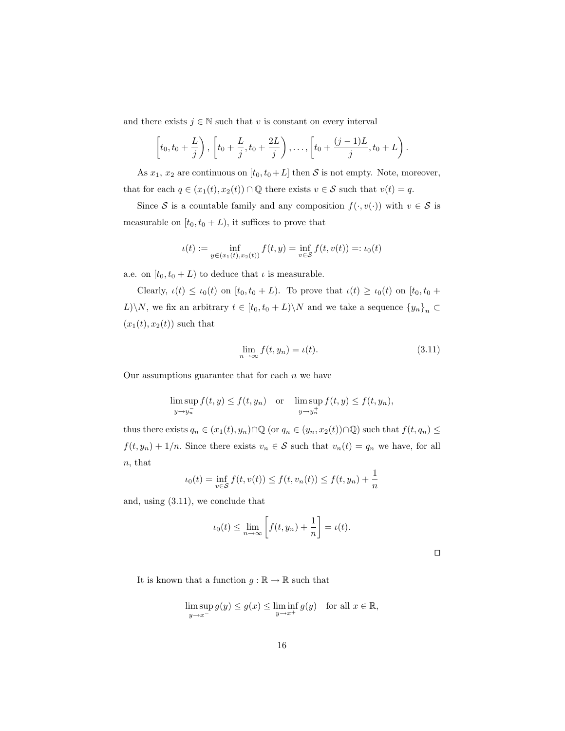and there exists $j \in \mathbb{N}$ such that $v$ is constant on every interval

$$\left[t_0, t_0 + \frac{L}{j}\right), \left[t_0 + \frac{L}{j}, t_0 + \frac{2L}{j}\right), \ldots, \left[t_0 + \frac{(j-1)L}{j}, t_0 + L\right).$$

As $x_1$, $x_2$ are continuous on $[t_0, t_0+L]$ then $\mathcal{S}$ is not empty. Note, moreover, that for each $q \in (x_1(t), x_2(t)) \cap \mathbb{Q}$ there exists $v \in \mathcal{S}$ such that $v(t) = q$.

Since $\mathcal{S}$ is a countable family and any composition $f(\cdot, v(\cdot))$ with $v \in \mathcal{S}$ is measurable on $[t_0, t_0 + L)$, it suffices to prove that

$$\iota(t) := \inf_{y \in (x_1(t), x_2(t))} f(t, y) = \inf_{v \in \mathcal{S}} f(t, v(t)) =: \iota_0(t)$$

a.e. on $[t_0, t_0 + L)$ to deduce that $\iota$ is measurable.

Clearly, $\iota(t) \le \iota_0(t)$ on $[t_0, t_0 + L)$. To prove that $\iota(t) \ge \iota_0(t)$ on $[t_0, t_0 + L) \backslash N$, we fix an arbitrary $t \in [t_0, t_0 + L) \backslash N$ and we take a sequence $\{y_n\}_n \subset (x_1(t), x_2(t))$ such that

$$\lim_{n \to \infty} f(t, y_n) = \iota(t). \tag{3.11}$$

Our assumptions guarantee that for each $n$ we have

$$\limsup_{y \to y_n^-} f(t, y) \le f(t, y_n) \quad \text{or} \quad \limsup_{y \to y_n^+} f(t, y) \le f(t, y_n),$$

thus there exists $q_n \in (x_1(t), y_n) \cap \mathbb{Q}$ (or $q_n \in (y_n, x_2(t)) \cap \mathbb{Q}$) such that $f(t, q_n) \le f(t, y_n) + 1/n$. Since there exists $v_n \in \mathcal{S}$ such that $v_n(t) = q_n$ we have, for all $n$, that

$$\iota_0(t) = \inf_{v \in \mathcal{S}} f(t, v(t)) \le f(t, v_n(t)) \le f(t, y_n) + \frac{1}{n}$$

and, using (3.11), we conclude that

$$\iota_0(t) \le \lim_{n \to \infty} \left[ f(t, y_n) + \frac{1}{n} \right] = \iota(t).$$

□

It is known that a function $g : \mathbb{R} \to \mathbb{R}$ such that

$$\limsup_{y \to x^-} g(y) \le g(x) \le \liminf_{y \to x^+} g(y) \quad \text{for all } x \in \mathbb{R},$$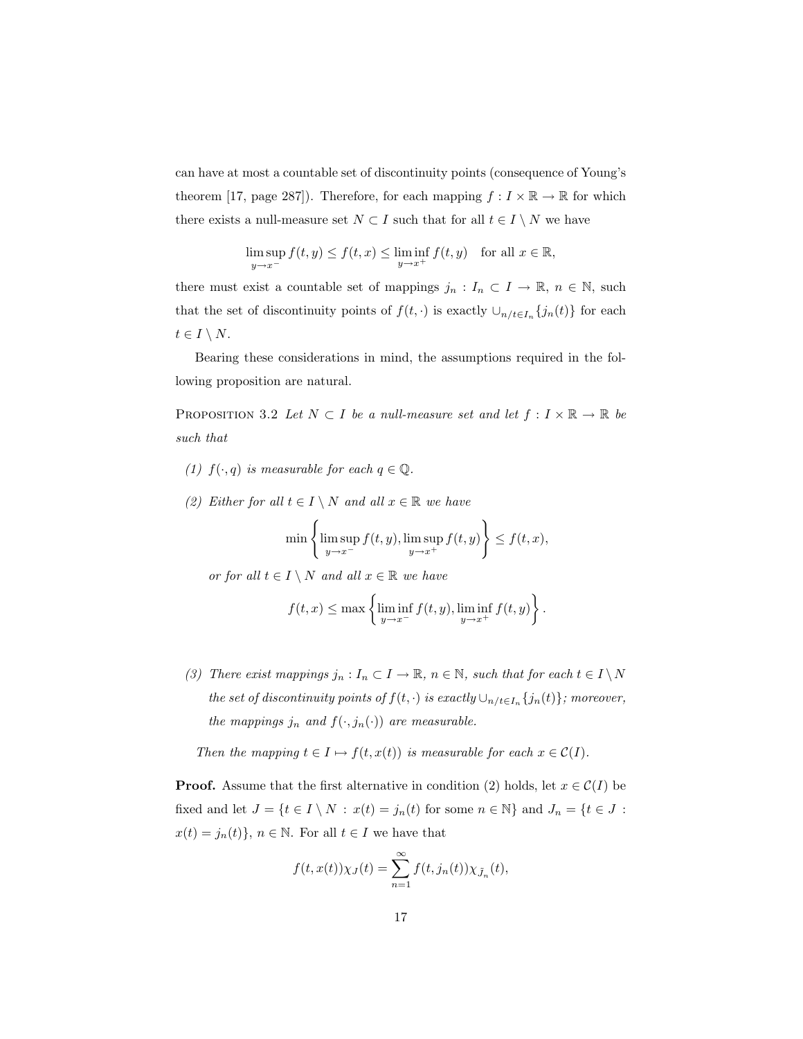can have at most a countable set of discontinuity points (consequence of Young's theorem [17, page 287]). Therefore, for each mapping $f : I \times \mathbb{R} \to \mathbb{R}$ for which there exists a null-measure set $N \subset I$ such that for all $t \in I \setminus N$ we have

$$\limsup_{y \to x^-} f(t,y) \le f(t,x) \le \liminf_{y \to x^+} f(t,y) \quad \text{for all } x \in \mathbb{R},$$

there must exist a countable set of mappings $j_n : I_n \subset I \to \mathbb{R}$, $n \in \mathbb{N}$, such that the set of discontinuity points of $f(t, \cdot)$ is exactly $\cup_{n/t \in I_n} \{j_n(t)\}$ for each $t \in I \setminus N$.

Bearing these considerations in mind, the assumptions required in the following proposition are natural.

Proposition 3.2 *Let $N \subset I$ be a null-measure set and let $f : I \times \mathbb{R} \to \mathbb{R}$ be such that*

*(1) $f(\cdot, q)$ is measurable for each $q \in \mathbb{Q}$.*

*(2) Either for all $t \in I \setminus N$ and all $x \in \mathbb{R}$ we have*

$$\min \left\{ \limsup_{y \to x^-} f(t,y), \limsup_{y \to x^+} f(t,y) \right\} \le f(t,x),$$

*or for all $t \in I \setminus N$ and all $x \in \mathbb{R}$ we have*

$$f(t,x) \le \max \left\{ \liminf_{y \to x^-} f(t,y), \liminf_{y \to x^+} f(t,y) \right\}.$$

*(3) There exist mappings $j_n : I_n \subset I \to \mathbb{R}$, $n \in \mathbb{N}$, such that for each $t \in I \setminus N$ the set of discontinuity points of $f(t, \cdot)$ is exactly $\cup_{n/t \in I_n} \{j_n(t)\}$; moreover, the mappings $j_n$ and $f(\cdot, j_n(\cdot))$ are measurable.*

*Then the mapping $t \in I \mapsto f(t, x(t))$ is measurable for each $x \in \mathcal{C}(I)$.*

**Proof.** Assume that the first alternative in condition (2) holds, let $x \in \mathcal{C}(I)$ be fixed and let $J = \{t \in I \setminus N : x(t) = j_n(t) \text{ for some } n \in \mathbb{N}\}$ and $J_n = \{t \in J : x(t) = j_n(t)\}$, $n \in \mathbb{N}$. For all $t \in I$ we have that

$$f(t, x(t)) \chi_J(t) = \sum_{n=1}^{\infty} f(t, j_n(t)) \chi_{\tilde{J}_n}(t),$$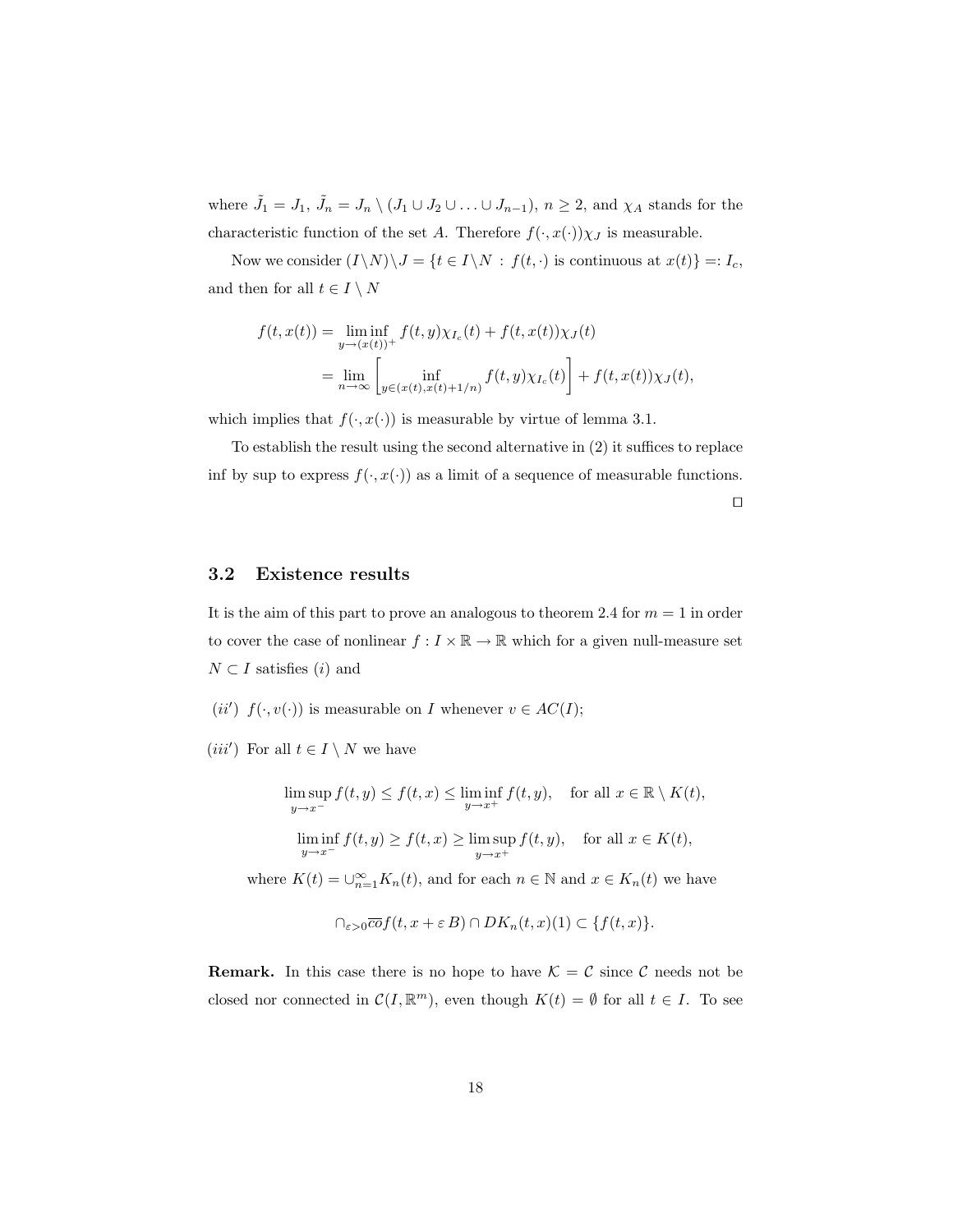where $\tilde{J}_1 = J_1$, $\tilde{J}_n = J_n \setminus (J_1 \cup J_2 \cup \ldots \cup J_{n-1})$, $n \geq 2$, and $\chi_A$ stands for the characteristic function of the set $A$. Therefore $f(\cdot, x(\cdot))\chi_J$ is measurable.

Now we consider $(I \setminus N) \setminus J = \{t \in I \setminus N : f(t, \cdot) \text{ is continuous at } x(t)\} =: I_c$, and then for all $t \in I \setminus N$

$$
\begin{aligned}
f(t, x(t)) &= \liminf_{y \to (x(t))^+} f(t, y)\chi_{I_c}(t) + f(t, x(t))\chi_J(t) \\
&= \lim_{n \to \infty} \left[ \inf_{y \in (x(t), x(t)+1/n)} f(t, y)\chi_{I_c}(t) \right] + f(t, x(t))\chi_J(t),
\end{aligned}
$$

which implies that $f(\cdot, x(\cdot))$ is measurable by virtue of lemma 3.1.

To establish the result using the second alternative in (2) it suffices to replace inf by sup to express $f(\cdot, x(\cdot))$ as a limit of a sequence of measurable functions.

$\square$

## 3.2 Existence results

It is the aim of this part to prove an analogous to theorem 2.4 for $m = 1$ in order to cover the case of nonlinear $f : I \times \mathbb{R} \to \mathbb{R}$ which for a given null-measure set $N \subset I$ satisfies $(i)$ and

$(ii')$ $f(\cdot, v(\cdot))$ is measurable on $I$ whenever $v \in AC(I)$;

$(iii')$ For all $t \in I \setminus N$ we have

$$
\limsup_{y \to x^-} f(t, y) \leq f(t, x) \leq \liminf_{y \to x^+} f(t, y), \quad \text{for all } x \in \mathbb{R} \setminus K(t),
$$

$$
\liminf_{y \to x^-} f(t, y) \geq f(t, x) \geq \limsup_{y \to x^+} f(t, y), \quad \text{for all } x \in K(t),
$$

where $K(t) = \cup_{n=1}^{\infty} K_n(t)$, and for each $n \in \mathbb{N}$ and $x \in K_n(t)$ we have

$$
\cap_{\varepsilon > 0} \overline{co} f(t, x + \varepsilon B) \cap DK_n(t, x)(1) \subset \{f(t, x)\}.
$$

**Remark.** In this case there is no hope to have $\mathcal{K} = \mathcal{C}$ since $\mathcal{C}$ needs not be closed nor connected in $\mathcal{C}(I, \mathbb{R}^m)$, even though $K(t) = \emptyset$ for all $t \in I$. To see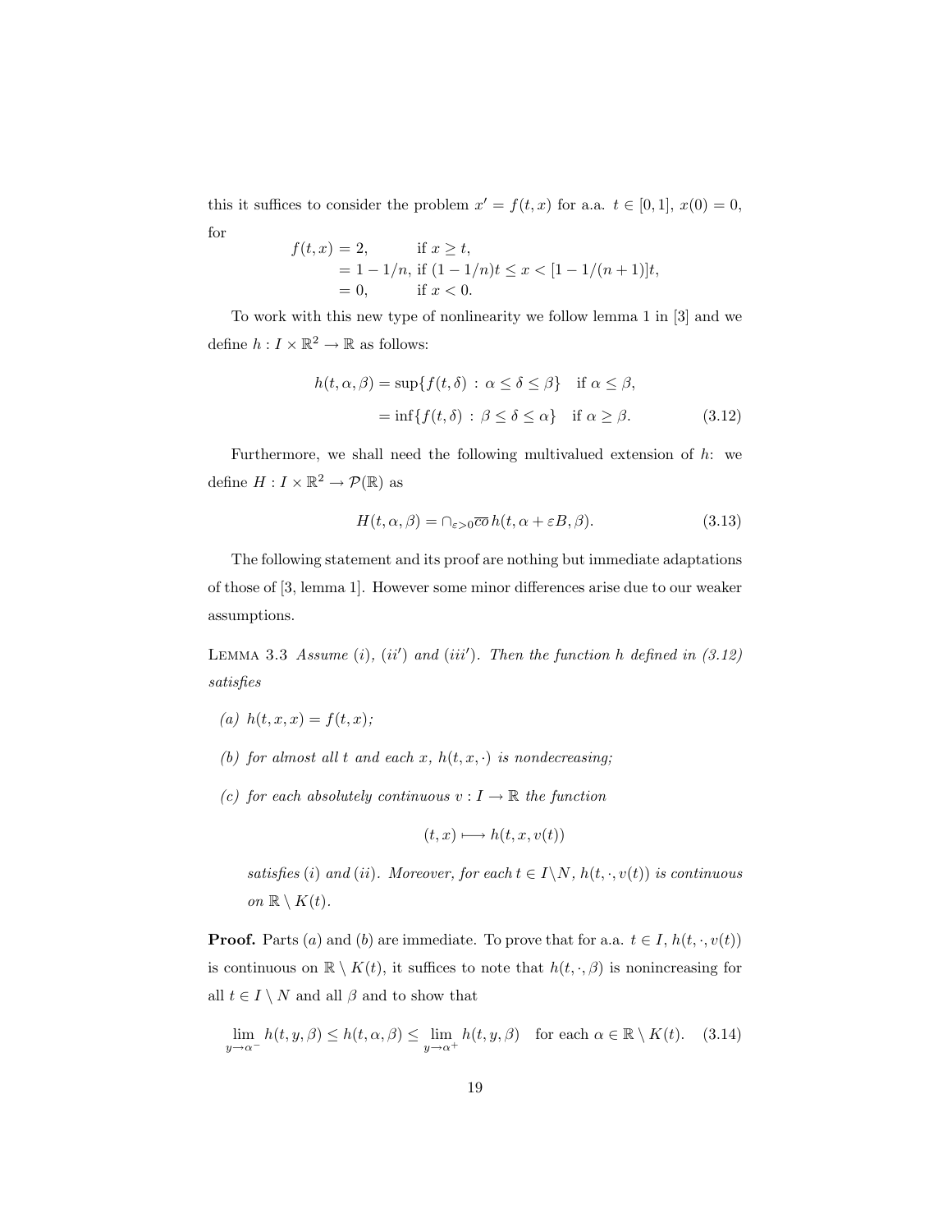this it suffices to consider the problem $x' = f(t,x)$ for a.a. $t \in [0,1]$, $x(0) = 0$, for

$$
\begin{aligned}
f(t,x) &= 2, && \text{if } x \geq t,\\
&= 1 - 1/n, && \text{if } (1-1/n)t \leq x < [1 - 1/(n+1)]t,\\
&= 0, && \text{if } x < 0.
\end{aligned}
$$

To work with this new type of nonlinearity we follow lemma 1 in [3] and we define $h : I \times \mathbb{R}^2 \to \mathbb{R}$ as follows:

$$
\begin{aligned}
h(t,\alpha,\beta) &= \sup\{f(t,\delta) \, : \, \alpha \leq \delta \leq \beta\} \quad \text{if } \alpha \leq \beta,\\
&= \inf\{f(t,\delta) \, : \, \beta \leq \delta \leq \alpha\} \quad \text{if } \alpha \geq \beta.
\end{aligned} \tag{3.12}
$$

Furthermore, we shall need the following multivalued extension of $h$: we define $H : I \times \mathbb{R}^2 \to \mathcal{P}(\mathbb{R})$ as

$$
H(t,\alpha,\beta) = \cap_{\varepsilon > 0} \overline{co}\, h(t, \alpha + \varepsilon B, \beta). \tag{3.13}
$$

The following statement and its proof are nothing but immediate adaptations of those of [3, lemma 1]. However some minor differences arise due to our weaker assumptions.

Lemma 3.3 *Assume (i), (ii′) and (iii′). Then the function $h$ defined in (3.12) satisfies*

- *(a) $h(t,x,x) = f(t,x)$;*
- *(b) for almost all $t$ and each $x$, $h(t,x,\cdot)$ is nondecreasing;*
- *(c) for each absolutely continuous $v : I \to \mathbb{R}$ the function*

$$
(t,x) \longmapsto h(t,x,v(t))
$$

  *satisfies (i) and (ii). Moreover, for each $t \in I \setminus N$, $h(t,\cdot,v(t))$ is continuous on $\mathbb{R} \setminus K(t)$.*

**Proof.** Parts $(a)$ and $(b)$ are immediate. To prove that for a.a. $t \in I$, $h(t,\cdot,v(t))$ is continuous on $\mathbb{R} \setminus K(t)$, it suffices to note that $h(t,\cdot,\beta)$ is nonincreasing for all $t \in I \setminus N$ and all $\beta$ and to show that

$$
\lim_{y \to \alpha^-} h(t,y,\beta) \leq h(t,\alpha,\beta) \leq \lim_{y \to \alpha^+} h(t,y,\beta) \quad \text{for each } \alpha \in \mathbb{R} \setminus K(t). \tag{3.14}
$$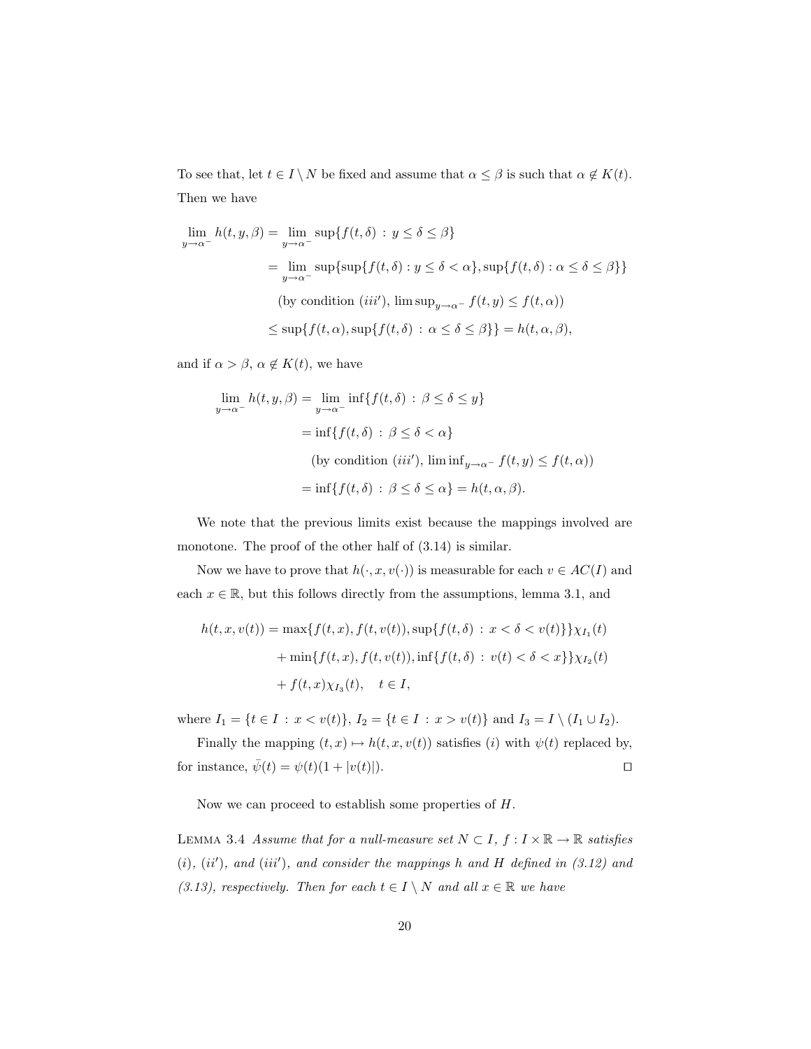To see that, let $t \in I \setminus N$ be fixed and assume that $\alpha \leq \beta$ is such that $\alpha \notin K(t)$. Then we have

$$
\begin{aligned}
\lim_{y\to\alpha^-} h(t,y,\beta) &= \lim_{y\to\alpha^-} \sup\{f(t,\delta) \, : \, y \leq \delta \leq \beta\} \\
&= \lim_{y\to\alpha^-} \sup\{\sup\{f(t,\delta) : y \leq \delta < \alpha\}, \sup\{f(t,\delta) : \alpha \leq \delta \leq \beta\}\} \\
&\quad \text{(by condition } (iii'), \ \limsup_{y\to\alpha^-} f(t,y) \leq f(t,\alpha)) \\
&\leq \sup\{f(t,\alpha), \sup\{f(t,\delta) \, : \, \alpha \leq \delta \leq \beta\}\} = h(t,\alpha,\beta),
\end{aligned}
$$

and if $\alpha > \beta$, $\alpha \notin K(t)$, we have

$$
\begin{aligned}
\lim_{y\to\alpha^-} h(t,y,\beta) &= \lim_{y\to\alpha^-} \inf\{f(t,\delta) \, : \, \beta \leq \delta \leq y\} \\
&= \inf\{f(t,\delta) \, : \, \beta \leq \delta < \alpha\} \\
&\quad \text{(by condition } (iii'), \ \liminf_{y\to\alpha^-} f(t,y) \leq f(t,\alpha)) \\
&= \inf\{f(t,\delta) \, : \, \beta \leq \delta \leq \alpha\} = h(t,\alpha,\beta).
\end{aligned}
$$

We note that the previous limits exist because the mappings involved are monotone. The proof of the other half of (3.14) is similar.

Now we have to prove that $h(\cdot, x, v(\cdot))$ is measurable for each $v \in AC(I)$ and each $x \in \mathbb{R}$, but this follows directly from the assumptions, lemma 3.1, and

$$
\begin{aligned}
h(t,x,v(t)) &= \max\{f(t,x), f(t,v(t)), \sup\{f(t,\delta) \, : \, x < \delta < v(t)\}\}\chi_{I_1}(t) \\
&\quad + \min\{f(t,x), f(t,v(t)), \inf\{f(t,\delta) \, : \, v(t) < \delta < x\}\}\chi_{I_2}(t) \\
&\quad + f(t,x)\chi_{I_3}(t), \quad t \in I,
\end{aligned}
$$

where $I_1 = \{t \in I \, : \, x < v(t)\}$, $I_2 = \{t \in I \, : \, x > v(t)\}$ and $I_3 = I \setminus (I_1 \cup I_2)$.

Finally the mapping $(t,x) \mapsto h(t,x,v(t))$ satisfies $(i)$ with $\psi(t)$ replaced by, for instance, $\bar{\psi}(t) = \psi(t)(1 + |v(t)|)$. $\square$

Now we can proceed to establish some properties of $H$.

**Lemma 3.4** *Assume that for a null-measure set $N \subset I$, $f : I \times \mathbb{R} \to \mathbb{R}$ satisfies $(i)$, $(ii')$, and $(iii')$, and consider the mappings $h$ and $H$ defined in (3.12) and (3.13), respectively. Then for each $t \in I \setminus N$ and all $x \in \mathbb{R}$ we have*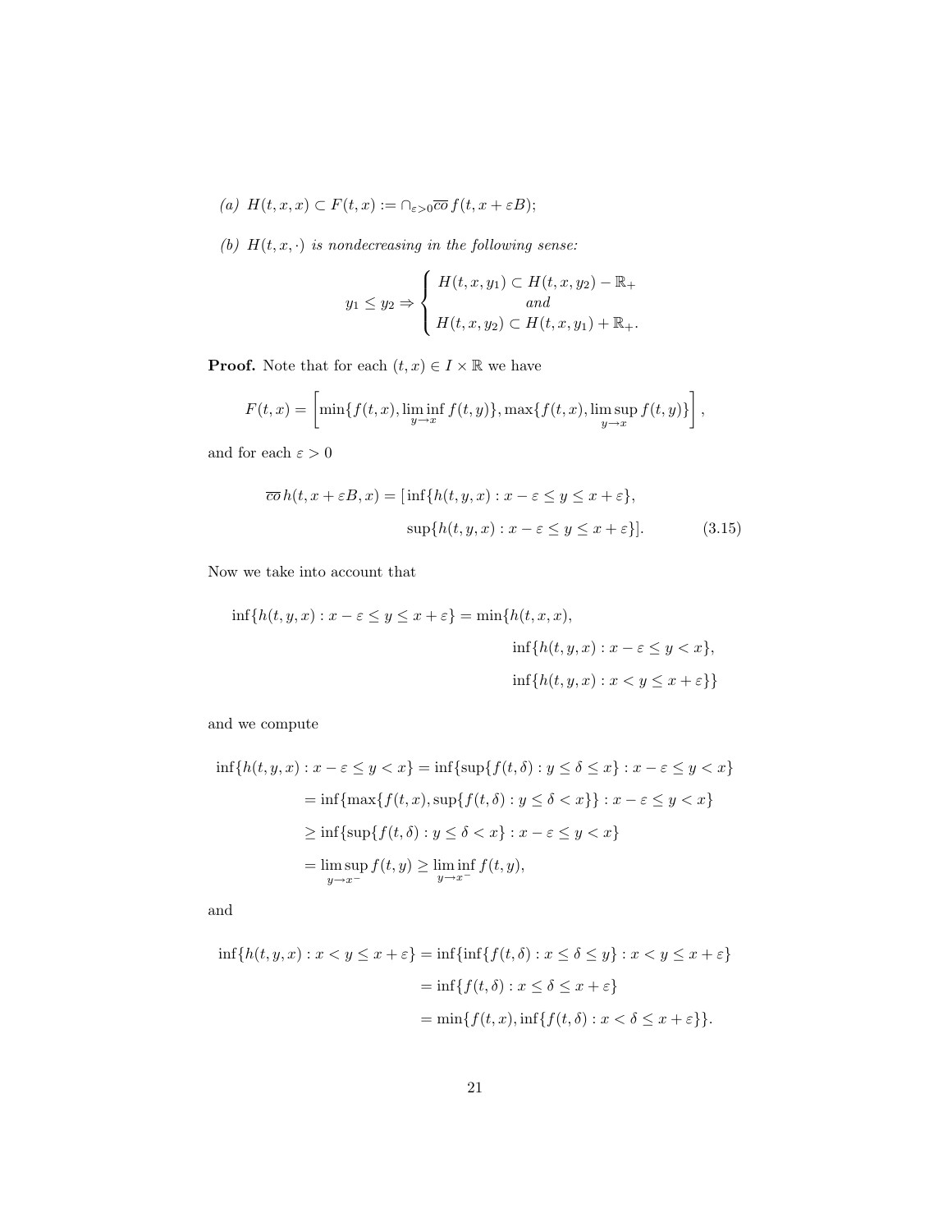*(a)* $H(t,x,x) \subset F(t,x) := \cap_{\varepsilon>0} \overline{co}\, f(t, x+\varepsilon B)$;

*(b)* $H(t,x,\cdot)$ *is nondecreasing in the following sense:*

$$y_1 \le y_2 \Rightarrow \left\{ \begin{array}{c} H(t,x,y_1) \subset H(t,x,y_2) - \mathbb{R}_+ \\ \textit{and} \\ H(t,x,y_2) \subset H(t,x,y_1) + \mathbb{R}_+. \end{array} \right.$$

**Proof.** Note that for each $(t,x) \in I \times \mathbb{R}$ we have

$$F(t,x) = \left[ \min\{f(t,x), \liminf_{y\to x} f(t,y)\}, \max\{f(t,x), \limsup_{y \to x} f(t,y)\} \right],$$

and for each $\varepsilon > 0$

$$\begin{aligned} \overline{co}\, h(t, x+\varepsilon B, x) = [&\inf\{h(t,y,x) : x-\varepsilon \le y \le x+\varepsilon\}, \\ &\sup\{h(t,y,x) : x - \varepsilon \le y \le x + \varepsilon\}]. \qquad (3.15) \end{aligned}$$

Now we take into account that

$$\begin{aligned} \inf\{h(t,y,x) : x-\varepsilon \le y \le x+\varepsilon\} = \min\{&h(t,x,x), \\ &\inf\{h(t,y,x) : x-\varepsilon \le y < x\}, \\ &\inf\{h(t,y,x) : x < y \le x+\varepsilon\}\} \end{aligned}$$

and we compute

$$\begin{aligned} \inf\{h(t,y,x) : x-\varepsilon \le y < x\} &= \inf\{\sup\{f(t,\delta) : y \le \delta \le x\} : x-\varepsilon \le y < x\} \\ &= \inf\{\max\{f(t,x), \sup\{f(t,\delta) : y \le \delta < x\}\} : x - \varepsilon \le y < x\} \\ &\ge \inf\{\sup\{f(t,\delta) : y \le \delta < x\} : x-\varepsilon \le y < x\} \\ &= \limsup_{y \to x^-} f(t,y) \ge \liminf_{y\to x^-} f(t,y), \end{aligned}$$

and

$$\begin{aligned} \inf\{h(t,y,x) : x < y \le x+\varepsilon\} &= \inf\{\inf\{f(t,\delta) : x \le \delta \le y\} : x < y \le x+\varepsilon\} \\ &= \inf\{f(t,\delta) : x \le \delta \le x+\varepsilon\} \\ &= \min\{f(t,x), \inf\{f(t,\delta) : x < \delta \le x+\varepsilon\}\}. \end{aligned}$$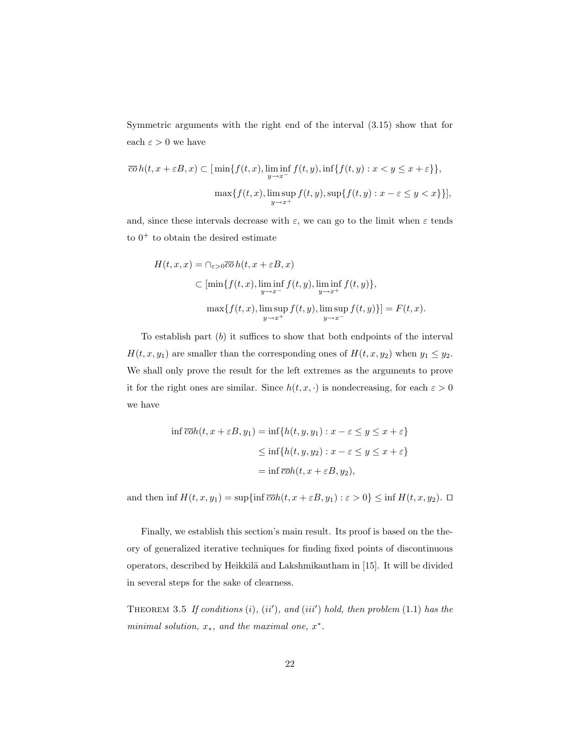Symmetric arguments with the right end of the interval (3.15) show that for each $\varepsilon > 0$ we have

$$\overline{co}\, h(t, x+\varepsilon B, x) \subset [\,\min\{f(t,x), \liminf_{y\to x^-} f(t,y), \inf\{f(t,y) : x < y \le x+\varepsilon\}\},$$
$$\max\{f(t,x), \limsup_{y\to x^+} f(t,y), \sup\{f(t,y) : x-\varepsilon \le y < x\}\}],$$

and, since these intervals decrease with $\varepsilon$, we can go to the limit when $\varepsilon$ tends to $0^+$ to obtain the desired estimate

$$\begin{aligned} H(t,x,x) &= \cap_{\varepsilon>0} \overline{co}\, h(t, x+\varepsilon B, x) \\ &\subset [\min\{f(t,x), \liminf_{y\to x^-} f(t,y), \liminf_{y\to x^+} f(t,y)\}, \\ &\quad \max\{f(t,x), \limsup_{y\to x^+} f(t,y), \limsup_{y\to x^-} f(t,y)\}] = F(t,x). \end{aligned}$$

To establish part $(b)$ it suffices to show that both endpoints of the interval $H(t,x,y_1)$ are smaller than the corresponding ones of $H(t,x,y_2)$ when $y_1 \le y_2$. We shall only prove the result for the left extremes as the arguments to prove it for the right ones are similar. Since $h(t,x,\cdot)$ is nondecreasing, for each $\varepsilon > 0$ we have

$$\begin{aligned} \inf \overline{co} h(t, x+\varepsilon B, y_1) &= \inf\{h(t,y,y_1) : x-\varepsilon \le y \le x+\varepsilon\} \\ &\le \inf\{h(t,y,y_2) : x-\varepsilon \le y \le x+\varepsilon\} \\ &= \inf \overline{co} h(t, x+\varepsilon B, y_2), \end{aligned}$$

and then $\inf H(t,x,y_1) = \sup\{\inf \overline{co} h(t, x+\varepsilon B, y_1) : \varepsilon > 0\} \le \inf H(t,x,y_2)$. □

Finally, we establish this section's main result. Its proof is based on the theory of generalized iterative techniques for finding fixed points of discontinuous operators, described by Heikkilä and Lakshmikantham in [15]. It will be divided in several steps for the sake of clearness.

Theorem 3.5 *If conditions* $(i)$, $(ii')$, *and* $(iii')$ *hold, then problem* (1.1) *has the minimal solution,* $x_*$, *and the maximal one,* $x^*$.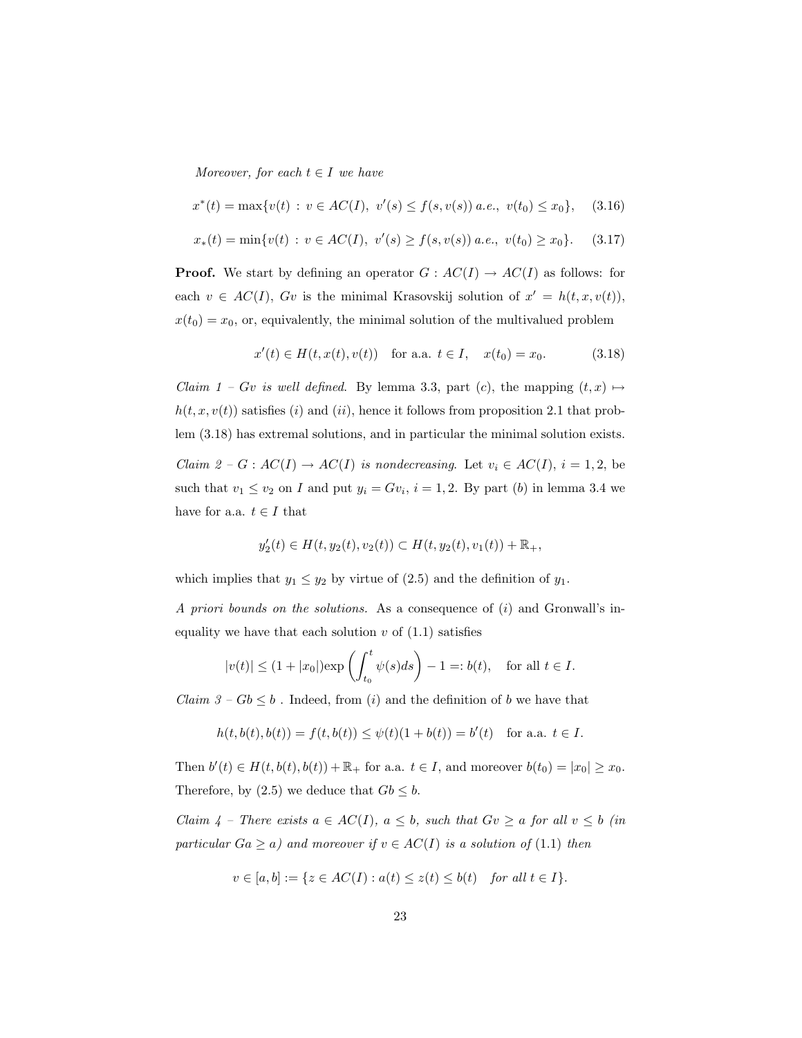*Moreover, for each $t \in I$ we have*

$$x^*(t) = \max\{v(t) \,:\, v \in AC(I),\ v'(s) \le f(s, v(s))\ a.e.,\ v(t_0) \le x_0\}, \quad (3.16)$$

$$x_*(t) = \min\{v(t) \,:\, v \in AC(I),\ v'(s) \ge f(s, v(s))\ a.e.,\ v(t_0) \ge x_0\}. \quad (3.17)$$

**Proof.** We start by defining an operator $G : AC(I) \to AC(I)$ as follows: for each $v \in AC(I)$, $Gv$ is the minimal Krasovskij solution of $x' = h(t, x, v(t))$, $x(t_0) = x_0$, or, equivalently, the minimal solution of the multivalued problem

$$x'(t) \in H(t, x(t), v(t)) \quad \text{for a.a. } t \in I, \quad x(t_0) = x_0. \quad (3.18)$$

*Claim 1 – $Gv$ is well defined.* By lemma 3.3, part $(c)$, the mapping $(t, x) \mapsto h(t, x, v(t))$ satisfies $(i)$ and $(ii)$, hence it follows from proposition 2.1 that problem (3.18) has extremal solutions, and in particular the minimal solution exists.

*Claim 2 – $G : AC(I) \to AC(I)$ is nondecreasing.* Let $v_i \in AC(I)$, $i = 1, 2$, be such that $v_1 \le v_2$ on $I$ and put $y_i = Gv_i$, $i = 1, 2$. By part $(b)$ in lemma 3.4 we have for a.a. $t \in I$ that

$$y_2'(t) \in H(t, y_2(t), v_2(t)) \subset H(t, y_2(t), v_1(t)) + \mathbb{R}_+,$$

which implies that $y_1 \le y_2$ by virtue of (2.5) and the definition of $y_1$.

*A priori bounds on the solutions.* As a consequence of $(i)$ and Gronwall's inequality we have that each solution $v$ of (1.1) satisfies

$$|v(t)| \le (1 + |x_0|)\exp\left(\int_{t_0}^{t} \psi(s)ds\right) - 1 =: b(t), \quad \text{for all } t \in I.$$

*Claim 3 – $Gb \le b$* . Indeed, from $(i)$ and the definition of $b$ we have that

$$h(t, b(t), b(t)) = f(t, b(t)) \le \psi(t)(1 + b(t)) = b'(t) \quad \text{for a.a. } t \in I.$$

Then $b'(t) \in H(t, b(t), b(t)) + \mathbb{R}_+$ for a.a. $t \in I$, and moreover $b(t_0) = |x_0| \ge x_0$. Therefore, by (2.5) we deduce that $Gb \le b$.

*Claim 4 – There exists $a \in AC(I)$, $a \le b$, such that $Gv \ge a$ for all $v \le b$ (in particular $Ga \ge a$) and moreover if $v \in AC(I)$ is a solution of* (1.1) *then*

$$v \in [a, b] := \{z \in AC(I) : a(t) \le z(t) \le b(t) \quad \textit{for all } t \in I\}.$$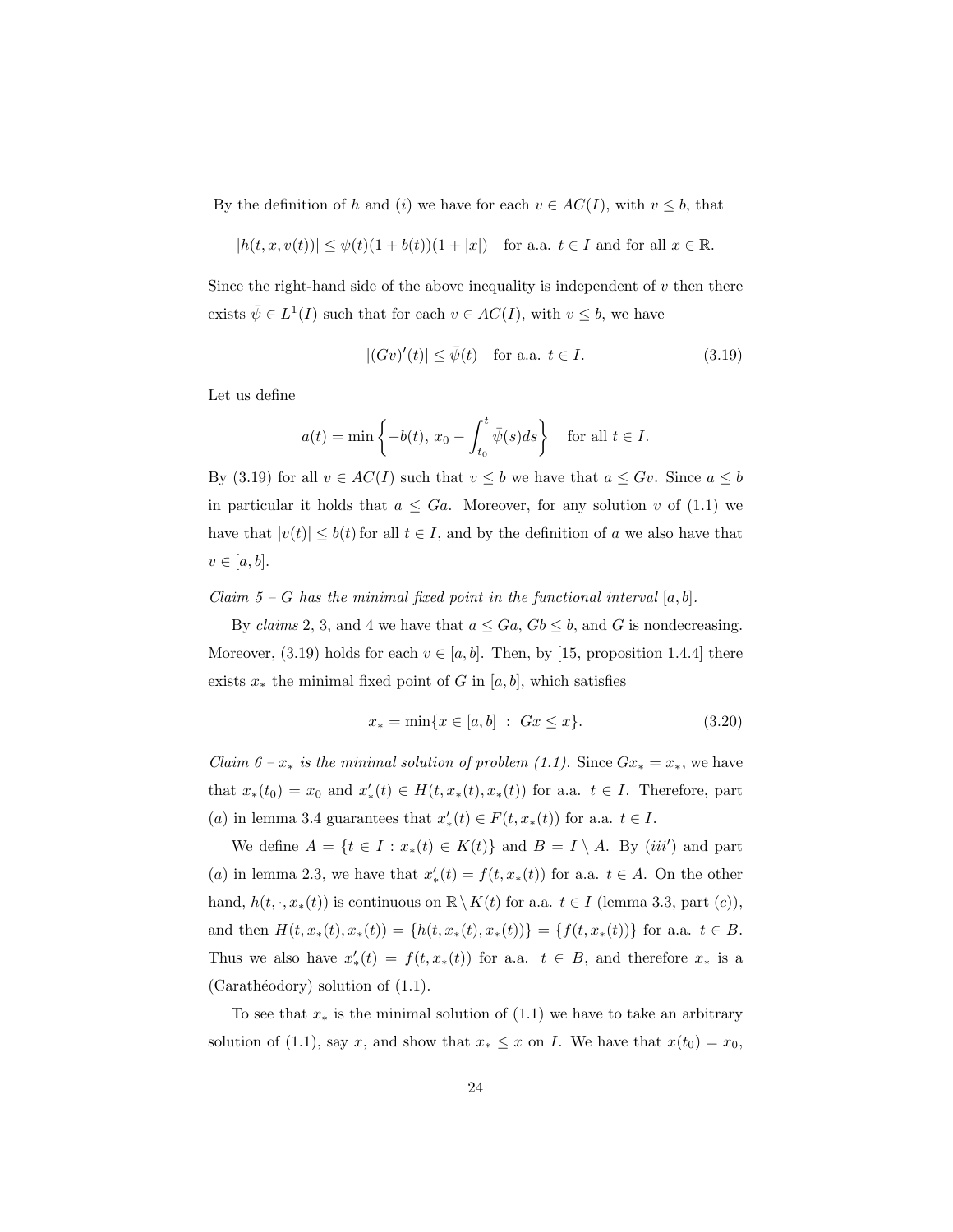By the definition of $h$ and $(i)$ we have for each $v \in AC(I)$, with $v \leq b$, that

$$|h(t, x, v(t))| \leq \psi(t)(1 + b(t))(1 + |x|) \quad \text{for a.a. } t \in I \text{ and for all } x \in \mathbb{R}.$$

Since the right-hand side of the above inequality is independent of $v$ then there exists $\bar{\psi} \in L^1(I)$ such that for each $v \in AC(I)$, with $v \leq b$, we have

$$|(Gv)'(t)| \leq \bar{\psi}(t) \quad \text{for a.a. } t \in I. \tag{3.19}$$

Let us define

$$a(t) = \min\left\{-b(t),\, x_0 - \int_{t_0}^{t} \bar{\psi}(s)ds\right\} \quad \text{for all } t \in I.$$

By (3.19) for all $v \in AC(I)$ such that $v \leq b$ we have that $a \leq Gv$. Since $a \leq b$ in particular it holds that $a \leq Ga$. Moreover, for any solution $v$ of (1.1) we have that $|v(t)| \leq b(t)$ for all $t \in I$, and by the definition of $a$ we also have that $v \in [a, b]$.

*Claim 5 – $G$ has the minimal fixed point in the functional interval $[a, b]$.*

By *claims* 2, 3, and 4 we have that $a \leq Ga$, $Gb \leq b$, and $G$ is nondecreasing. Moreover, (3.19) holds for each $v \in [a, b]$. Then, by [15, proposition 1.4.4] there exists $x_*$ the minimal fixed point of $G$ in $[a, b]$, which satisfies

$$x_* = \min\{x \in [a, b] \;:\; Gx \leq x\}. \tag{3.20}$$

*Claim 6 – $x_*$ is the minimal solution of problem (1.1).* Since $Gx_* = x_*$, we have that $x_*(t_0) = x_0$ and $x_*'(t) \in H(t, x_*(t), x_*(t))$ for a.a. $t \in I$. Therefore, part $(a)$ in lemma 3.4 guarantees that $x_*'(t) \in F(t, x_*(t))$ for a.a. $t \in I$.

We define $A = \{t \in I : x_*(t) \in K(t)\}$ and $B = I \setminus A$. By $(iii')$ and part $(a)$ in lemma 2.3, we have that $x_*'(t) = f(t, x_*(t))$ for a.a. $t \in A$. On the other hand, $h(t, \cdot, x_*(t))$ is continuous on $\mathbb{R} \setminus K(t)$ for a.a. $t \in I$ (lemma 3.3, part $(c)$), and then $H(t, x_*(t), x_*(t)) = \{h(t, x_*(t), x_*(t))\} = \{f(t, x_*(t))\}$ for a.a. $t \in B$. Thus we also have $x_*'(t) = f(t, x_*(t))$ for a.a. $t \in B$, and therefore $x_*$ is a (Carathéodory) solution of (1.1).

To see that $x_*$ is the minimal solution of (1.1) we have to take an arbitrary solution of (1.1), say $x$, and show that $x_* \leq x$ on $I$. We have that $x(t_0) = x_0$,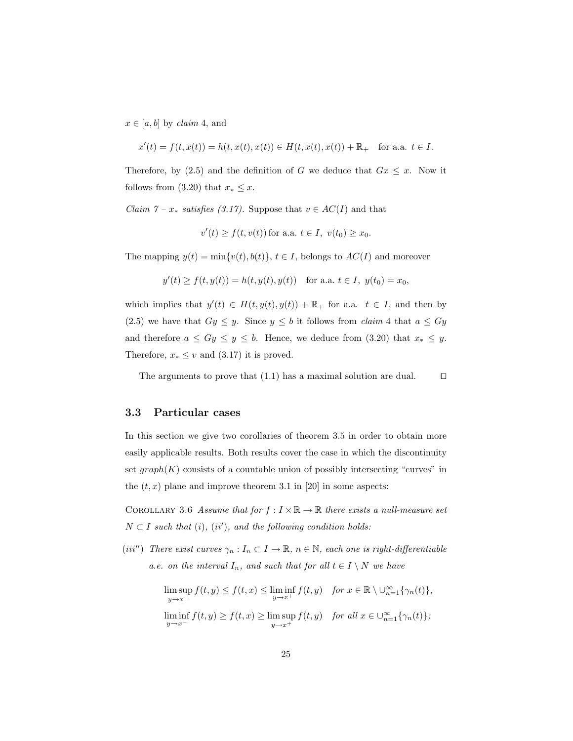$x \in [a, b]$ by *claim* 4, and

$$x'(t) = f(t, x(t)) = h(t, x(t), x(t)) \in H(t, x(t), x(t)) + \mathbb{R}_+ \quad \text{for a.a. } t \in I.$$

Therefore, by (2.5) and the definition of $G$ we deduce that $Gx \leq x$. Now it follows from (3.20) that $x_* \leq x$.

*Claim 7 – $x_*$ satisfies (3.17).* Suppose that $v \in AC(I)$ and that

$$v'(t) \geq f(t, v(t)) \text{ for a.a. } t \in I, \ v(t_0) \geq x_0.$$

The mapping $y(t) = \min\{v(t), b(t)\}$, $t \in I$, belongs to $AC(I)$ and moreover

$$y'(t) \geq f(t, y(t)) = h(t, y(t), y(t)) \quad \text{for a.a. } t \in I, \ y(t_0) = x_0,$$

which implies that $y'(t) \in H(t, y(t), y(t)) + \mathbb{R}_+$ for a.a. $t \in I$, and then by (2.5) we have that $Gy \leq y$. Since $y \leq b$ it follows from *claim* 4 that $a \leq Gy$ and therefore $a \leq Gy \leq y \leq b$. Hence, we deduce from (3.20) that $x_* \leq y$. Therefore, $x_* \leq v$ and (3.17) it is proved.

The arguments to prove that (1.1) has a maximal solution are dual. $\square$

### 3.3 Particular cases

In this section we give two corollaries of theorem 3.5 in order to obtain more easily applicable results. Both results cover the case in which the discontinuity set $graph(K)$ consists of a countable union of possibly intersecting "curves" in the $(t, x)$ plane and improve theorem 3.1 in [20] in some aspects:

Corollary 3.6 *Assume that for $f : I \times \mathbb{R} \to \mathbb{R}$ there exists a null-measure set $N \subset I$ such that (i), (ii'), and the following condition holds:*

$(iii'')$ *There exist curves $\gamma_n : I_n \subset I \to \mathbb{R}$, $n \in \mathbb{N}$, each one is right-differentiable a.e. on the interval $I_n$, and such that for all $t \in I \setminus N$ we have*

$$\limsup_{y \to x^-} f(t, y) \leq f(t, x) \leq \liminf_{y \to x^+} f(t, y) \quad \text{for } x \in \mathbb{R} \setminus \cup_{n=1}^{\infty} \{\gamma_n(t)\},$$

$$\liminf_{y \to x^-} f(t, y) \geq f(t, x) \geq \limsup_{y \to x^+} f(t, y) \quad \text{for all } x \in \cup_{n=1}^{\infty} \{\gamma_n(t)\};$$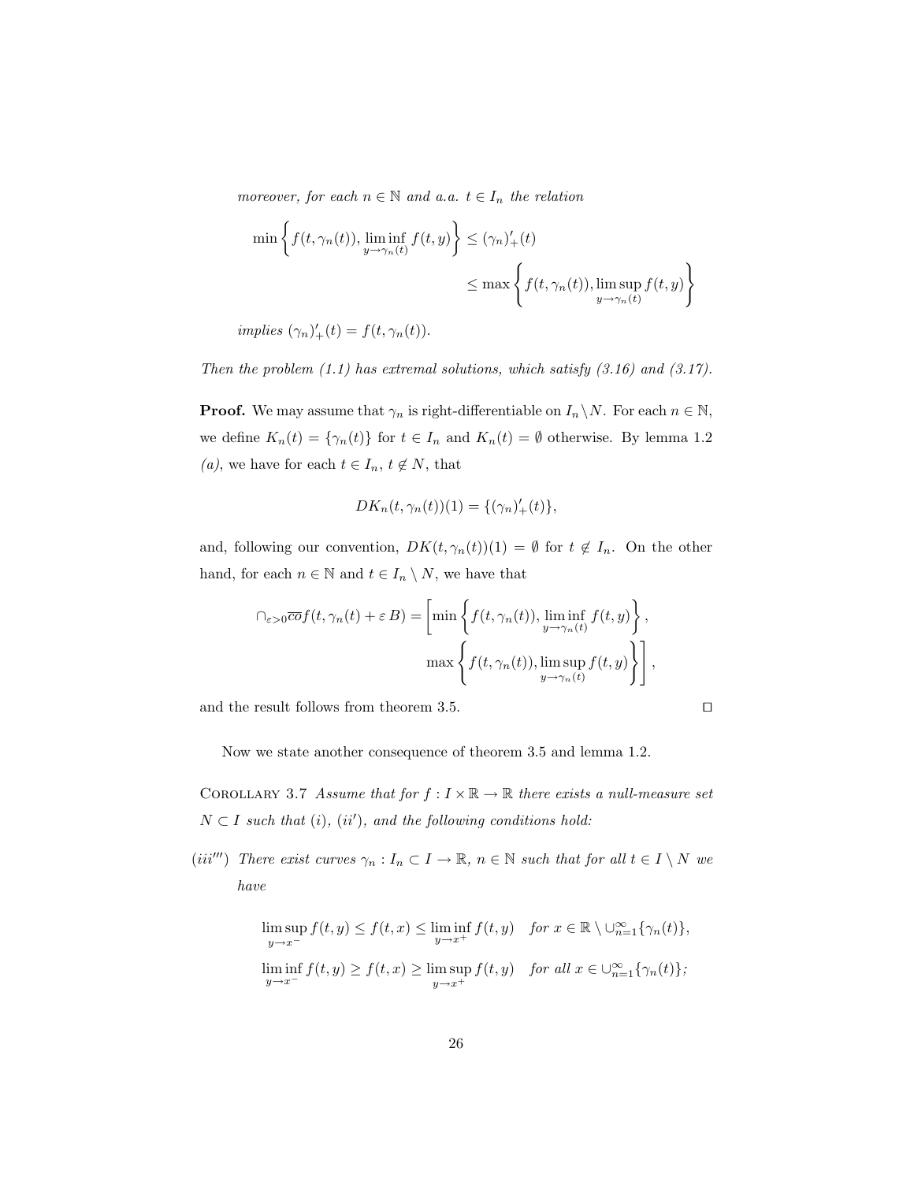*moreover, for each $n \in \mathbb{N}$ and a.a. $t \in I_n$ the relation*

$$\min\left\{f(t,\gamma_n(t)), \liminf_{y\to\gamma_n(t)} f(t,y)\right\} \le (\gamma_n)'_+(t) \le \max\left\{f(t,\gamma_n(t)), \limsup_{y\to\gamma_n(t)} f(t,y)\right\}$$

*implies $(\gamma_n)'_+(t) = f(t,\gamma_n(t))$.*

*Then the problem (1.1) has extremal solutions, which satisfy (3.16) and (3.17).*

**Proof.** We may assume that $\gamma_n$ is right-differentiable on $I_n \setminus N$. For each $n \in \mathbb{N}$, we define $K_n(t) = \{\gamma_n(t)\}$ for $t \in I_n$ and $K_n(t) = \emptyset$ otherwise. By lemma 1.2 *(a)*, we have for each $t \in I_n$, $t \notin N$, that

$$DK_n(t,\gamma_n(t))(1) = \{(\gamma_n)'_+(t)\},$$

and, following our convention, $DK(t,\gamma_n(t))(1) = \emptyset$ for $t \notin I_n$. On the other hand, for each $n \in \mathbb{N}$ and $t \in I_n \setminus N$, we have that

$$\cap_{\varepsilon>0}\overline{co} f(t,\gamma_n(t)+\varepsilon\, B) = \left[\min\left\{f(t,\gamma_n(t)), \liminf_{y\to\gamma_n(t)} f(t,y)\right\}, \max\left\{f(t,\gamma_n(t)), \limsup_{y\to\gamma_n(t)} f(t,y)\right\}\right],$$

and the result follows from theorem 3.5. $\square$

Now we state another consequence of theorem 3.5 and lemma 1.2.

Corollary 3.7 *Assume that for $f : I \times \mathbb{R} \to \mathbb{R}$ there exists a null-measure set $N \subset I$ such that (i), (ii$'$), and the following conditions hold:*

(iii$'''$) *There exist curves $\gamma_n : I_n \subset I \to \mathbb{R}$, $n \in \mathbb{N}$ such that for all $t \in I \setminus N$ we have*

$$\limsup_{y\to x^-} f(t,y) \le f(t,x) \le \liminf_{y\to x^+} f(t,y) \quad \textit{for } x \in \mathbb{R}\setminus \cup_{n=1}^{\infty}\{\gamma_n(t)\},$$

$$\liminf_{y\to x^-} f(t,y) \ge f(t,x) \ge \limsup_{y\to x^+} f(t,y) \quad \textit{for all } x \in \cup_{n=1}^{\infty}\{\gamma_n(t)\};$$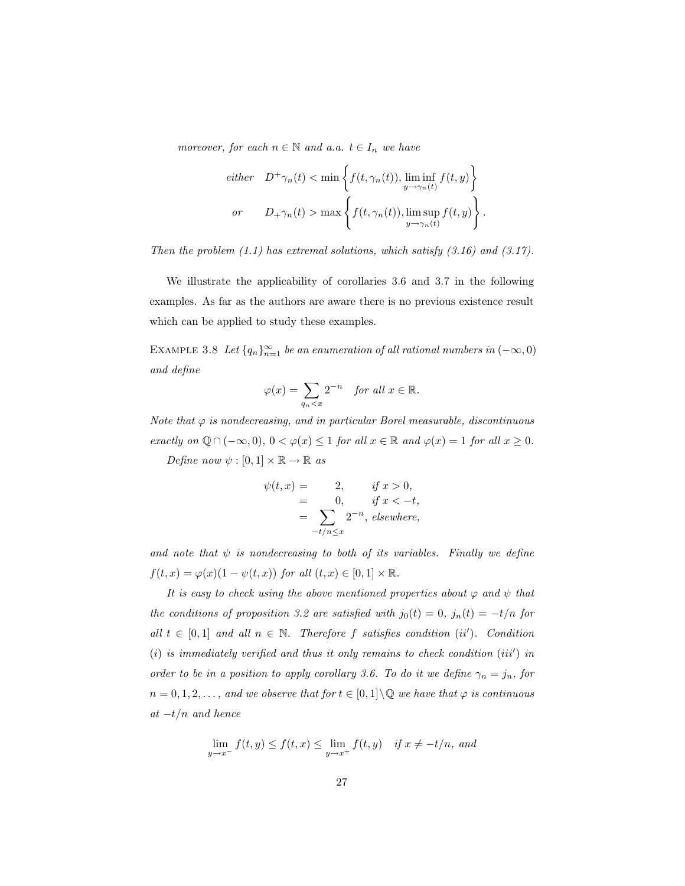*moreover, for each $n \in \mathbb{N}$ and a.a. $t \in I_n$ we have*

$$
\begin{aligned}
\text{either} \quad & D^+\gamma_n(t) < \min\left\{ f(t, \gamma_n(t)), \liminf_{y \to \gamma_n(t)} f(t, y) \right\} \\
\text{or} \qquad & D_+\gamma_n(t) > \max\left\{ f(t, \gamma_n(t)), \limsup_{y \to \gamma_n(t)} f(t, y) \right\}.
\end{aligned}
$$

*Then the problem (1.1) has extremal solutions, which satisfy (3.16) and (3.17).*

We illustrate the applicability of corollaries 3.6 and 3.7 in the following examples. As far as the authors are aware there is no previous existence result which can be applied to study these examples.

Example 3.8 *Let $\{q_n\}_{n=1}^{\infty}$ be an enumeration of all rational numbers in $(-\infty, 0)$ and define*

$$
\varphi(x) = \sum_{q_n < x} 2^{-n} \quad \text{for all } x \in \mathbb{R}.
$$

*Note that $\varphi$ is nondecreasing, and in particular Borel measurable, discontinuous exactly on $\mathbb{Q} \cap (-\infty, 0)$, $0 < \varphi(x) \leq 1$ for all $x \in \mathbb{R}$ and $\varphi(x) = 1$ for all $x \geq 0$.*

*Define now $\psi : [0, 1] \times \mathbb{R} \to \mathbb{R}$ as*

$$
\begin{aligned}
\psi(t, x) &= \quad 2, \qquad \text{if } x > 0, \\
&= \quad 0, \qquad \text{if } x < -t, \\
&= \sum_{-t/n \leq x} 2^{-n}, \ \text{elsewhere},
\end{aligned}
$$

*and note that $\psi$ is nondecreasing to both of its variables. Finally we define $f(t, x) = \varphi(x)(1 - \psi(t, x))$ for all $(t, x) \in [0, 1] \times \mathbb{R}$.*

*It is easy to check using the above mentioned properties about $\varphi$ and $\psi$ that the conditions of proposition 3.2 are satisfied with $j_0(t) = 0$, $j_n(t) = -t/n$ for all $t \in [0, 1]$ and all $n \in \mathbb{N}$. Therefore $f$ satisfies condition $(ii')$. Condition $(i)$ is immediately verified and thus it only remains to check condition $(iii')$ in order to be in a position to apply corollary 3.6. To do it we define $\gamma_n = j_n$, for $n = 0, 1, 2, \ldots$, and we observe that for $t \in [0, 1] \setminus \mathbb{Q}$ we have that $\varphi$ is continuous at $-t/n$ and hence*

$$
\lim_{y \to x^-} f(t, y) \leq f(t, x) \leq \lim_{y \to x^+} f(t, y) \quad \text{if } x \neq -t/n, \text{ and}
$$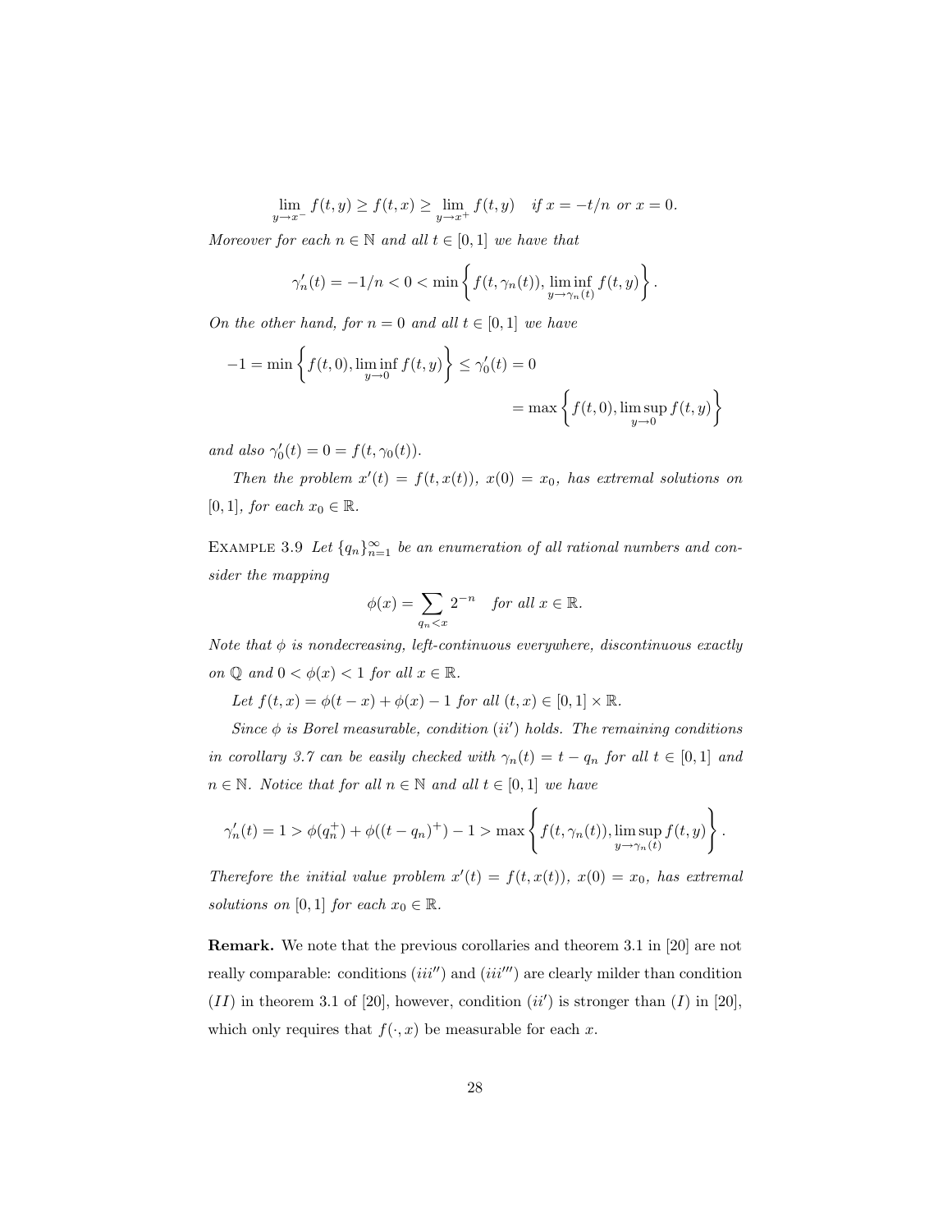$$\lim_{y\to x^-} f(t,y) \geq f(t,x) \geq \lim_{y\to x^+} f(t,y) \quad \textit{if } x = -t/n \textit{ or } x = 0.$$

*Moreover for each $n \in \mathbb{N}$ and all $t \in [0,1]$ we have that*

$$\gamma_n'(t) = -1/n < 0 < \min\left\{ f(t,\gamma_n(t)), \liminf_{y\to\gamma_n(t)} f(t,y) \right\}.$$

*On the other hand, for $n = 0$ and all $t \in [0,1]$ we have*

$$-1 = \min\left\{ f(t,0), \liminf_{y\to 0} f(t,y) \right\} \leq \gamma_0'(t) = 0$$

$$= \max\left\{ f(t,0), \limsup_{y\to 0} f(t,y) \right\}$$

*and also $\gamma_0'(t) = 0 = f(t,\gamma_0(t))$.*

*Then the problem $x'(t) = f(t,x(t))$, $x(0) = x_0$, has extremal solutions on $[0,1]$, for each $x_0 \in \mathbb{R}$.*

Example 3.9 *Let $\{q_n\}_{n=1}^{\infty}$ be an enumeration of all rational numbers and consider the mapping*

$$\phi(x) = \sum_{q_n < x} 2^{-n} \quad \textit{for all } x \in \mathbb{R}.$$

*Note that $\phi$ is nondecreasing, left-continuous everywhere, discontinuous exactly on $\mathbb{Q}$ and $0 < \phi(x) < 1$ for all $x \in \mathbb{R}$.*

*Let $f(t,x) = \phi(t-x) + \phi(x) - 1$ for all $(t,x) \in [0,1] \times \mathbb{R}$.*

*Since $\phi$ is Borel measurable, condition $(ii')$ holds. The remaining conditions in corollary 3.7 can be easily checked with $\gamma_n(t) = t - q_n$ for all $t \in [0,1]$ and $n \in \mathbb{N}$. Notice that for all $n \in \mathbb{N}$ and all $t \in [0,1]$ we have*

$$\gamma_n'(t) = 1 > \phi(q_n^+) + \phi((t-q_n)^+) - 1 > \max\left\{ f(t,\gamma_n(t)), \limsup_{y\to\gamma_n(t)} f(t,y) \right\}.$$

*Therefore the initial value problem $x'(t) = f(t,x(t))$, $x(0) = x_0$, has extremal solutions on $[0,1]$ for each $x_0 \in \mathbb{R}$.*

**Remark.** We note that the previous corollaries and theorem 3.1 in [20] are not really comparable: conditions $(iii'')$ and $(iii''')$ are clearly milder than condition $(II)$ in theorem 3.1 of [20], however, condition $(ii')$ is stronger than $(I)$ in [20], which only requires that $f(\cdot,x)$ be measurable for each $x$.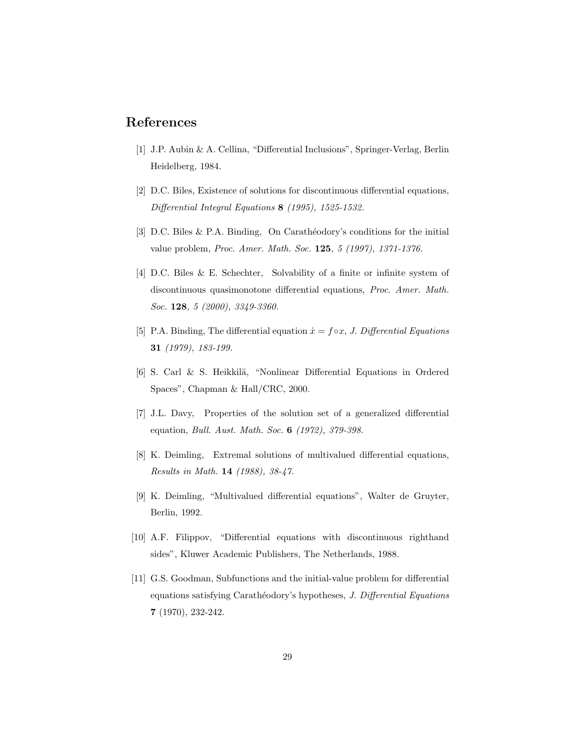## References

[1] J.P. Aubin & A. Cellina, "Differential Inclusions", Springer-Verlag, Berlin Heidelberg, 1984.

[2] D.C. Biles, Existence of solutions for discontinuous differential equations, *Differential Integral Equations* **8** *(1995), 1525-1532.*

[3] D.C. Biles & P.A. Binding, On Carathéodory's conditions for the initial value problem, *Proc. Amer. Math. Soc.* **125***, 5 (1997), 1371-1376.*

[4] D.C. Biles & E. Schechter, Solvability of a finite or infinite system of discontinuous quasimonotone differential equations, *Proc. Amer. Math. Soc.* **128***, 5 (2000), 3349-3360.*

[5] P.A. Binding, The differential equation $\dot{x} = f \circ x$, *J. Differential Equations* **31** *(1979), 183-199.*

[6] S. Carl & S. Heikkilä, "Nonlinear Differential Equations in Ordered Spaces", Chapman & Hall/CRC, 2000.

[7] J.L. Davy, Properties of the solution set of a generalized differential equation, *Bull. Aust. Math. Soc.* **6** *(1972), 379-398.*

[8] K. Deimling, Extremal solutions of multivalued differential equations, *Results in Math.* **14** *(1988), 38-47.*

[9] K. Deimling, "Multivalued differential equations", Walter de Gruyter, Berlin, 1992.

[10] A.F. Filippov, "Differential equations with discontinuous righthand sides", Kluwer Academic Publishers, The Netherlands, 1988.

[11] G.S. Goodman, Subfunctions and the initial-value problem for differential equations satisfying Carathéodory's hypotheses, *J. Differential Equations* **7** (1970), 232-242.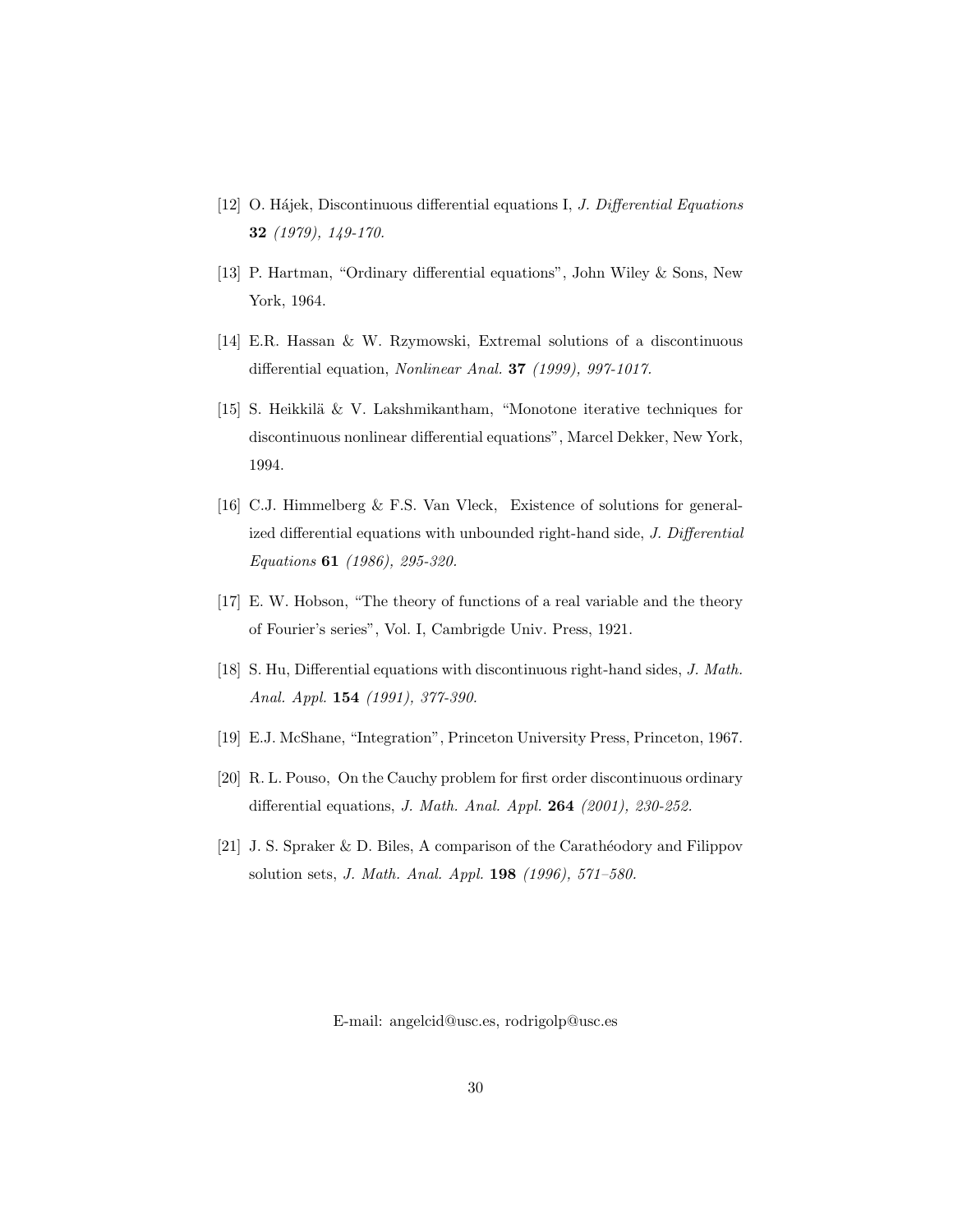[12] O. Hájek, Discontinuous differential equations I, *J. Differential Equations* **32** *(1979), 149-170.*

[13] P. Hartman, "Ordinary differential equations", John Wiley & Sons, New York, 1964.

[14] E.R. Hassan & W. Rzymowski, Extremal solutions of a discontinuous differential equation, *Nonlinear Anal.* **37** *(1999), 997-1017.*

[15] S. Heikkilä & V. Lakshmikantham, "Monotone iterative techniques for discontinuous nonlinear differential equations", Marcel Dekker, New York, 1994.

[16] C.J. Himmelberg & F.S. Van Vleck, Existence of solutions for generalized differential equations with unbounded right-hand side, *J. Differential Equations* **61** *(1986), 295-320.*

[17] E. W. Hobson, "The theory of functions of a real variable and the theory of Fourier's series", Vol. I, Cambrigde Univ. Press, 1921.

[18] S. Hu, Differential equations with discontinuous right-hand sides, *J. Math. Anal. Appl.* **154** *(1991), 377-390.*

[19] E.J. McShane, "Integration", Princeton University Press, Princeton, 1967.

[20] R. L. Pouso, On the Cauchy problem for first order discontinuous ordinary differential equations, *J. Math. Anal. Appl.* **264** *(2001), 230-252.*

[21] J. S. Spraker & D. Biles, A comparison of the Carathéodory and Filippov solution sets, *J. Math. Anal. Appl.* **198** *(1996), 571–580.*

E-mail: angelcid@usc.es, rodrigolp@usc.es